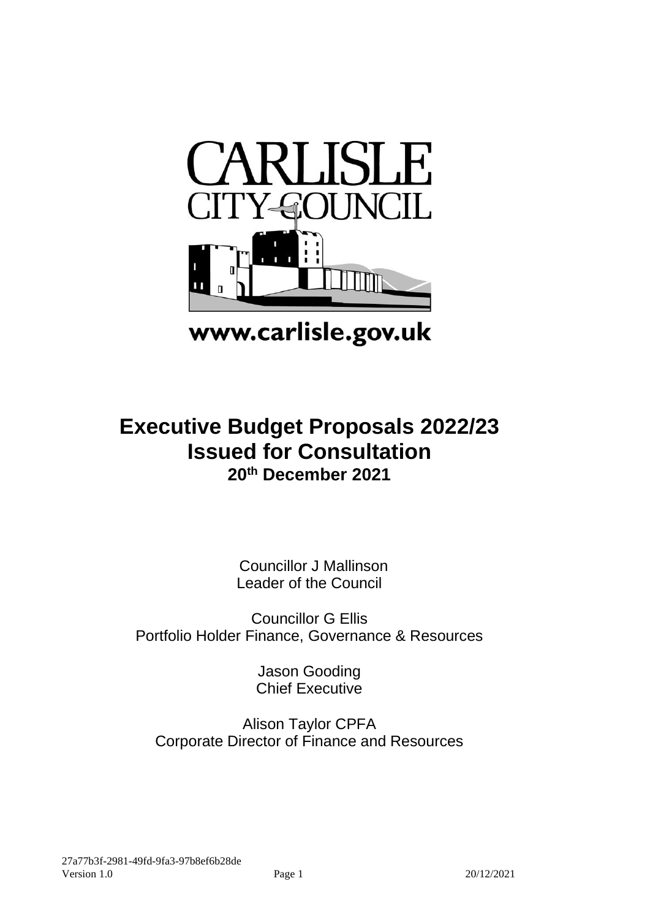CARLISLE CITY COUNCIL

www.carlisle.gov.uk

# Executive Budget Proposals 2022/23
# Issued for Consultation
## 20th December 2021

Councillor J Mallinson
Leader of the Council

Councillor G Ellis
Portfolio Holder Finance, Governance & Resources

Jason Gooding
Chief Executive

Alison Taylor CPFA
Corporate Director of Finance and Resources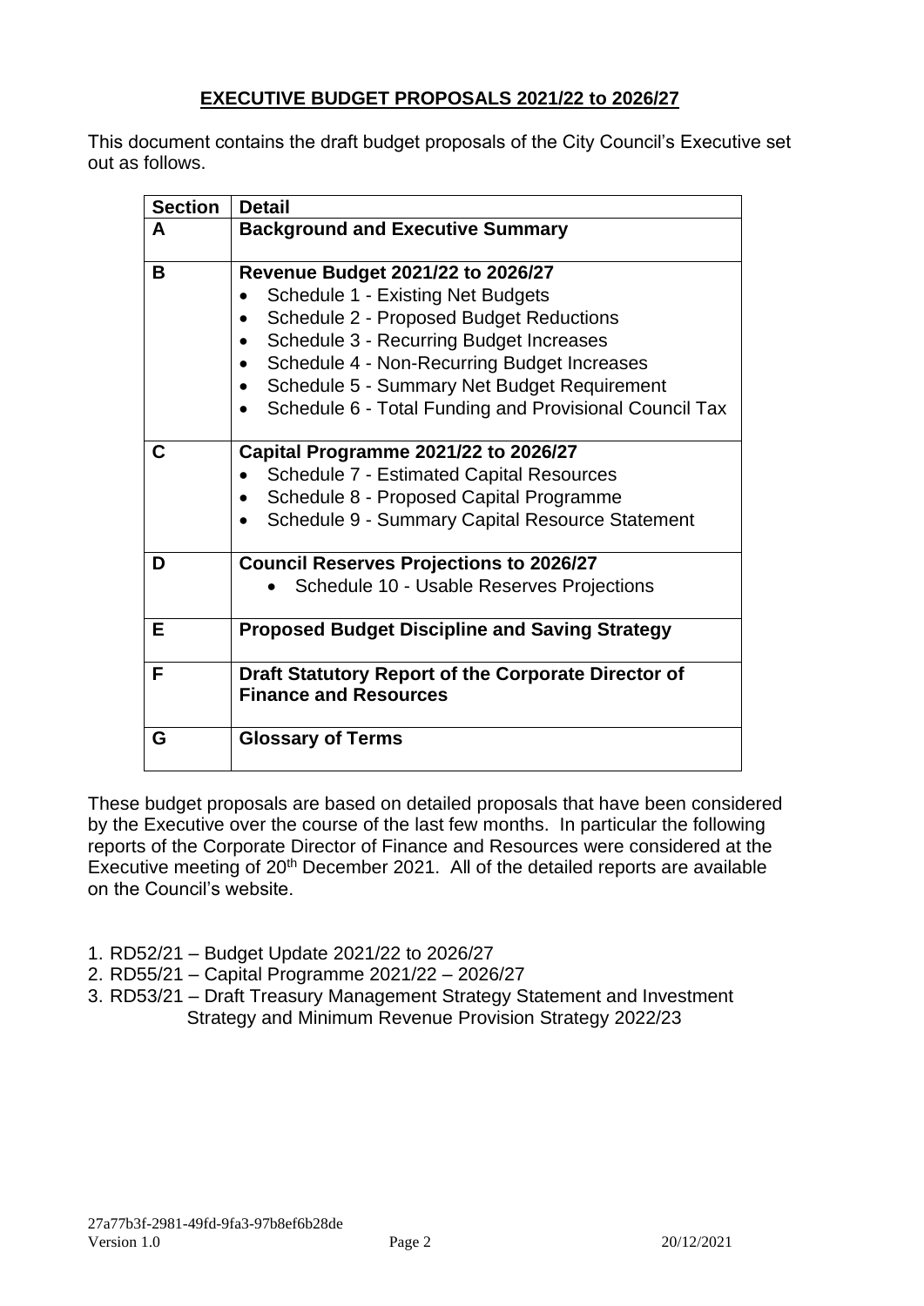## EXECUTIVE BUDGET PROPOSALS 2021/22 to 2026/27

This document contains the draft budget proposals of the City Council's Executive set out as follows.

| Section | Detail |
|---|---|
| **A** | **Background and Executive Summary** |
| **B** | **Revenue Budget 2021/22 to 2026/27**<br>• Schedule 1 - Existing Net Budgets<br>• Schedule 2 - Proposed Budget Reductions<br>• Schedule 3 - Recurring Budget Increases<br>• Schedule 4 - Non-Recurring Budget Increases<br>• Schedule 5 - Summary Net Budget Requirement<br>• Schedule 6 - Total Funding and Provisional Council Tax |
| **C** | **Capital Programme 2021/22 to 2026/27**<br>• Schedule 7 - Estimated Capital Resources<br>• Schedule 8 - Proposed Capital Programme<br>• Schedule 9 - Summary Capital Resource Statement |
| **D** | **Council Reserves Projections to 2026/27**<br>• Schedule 10 - Usable Reserves Projections |
| **E** | **Proposed Budget Discipline and Saving Strategy** |
| **F** | **Draft Statutory Report of the Corporate Director of Finance and Resources** |
| **G** | **Glossary of Terms** |

These budget proposals are based on detailed proposals that have been considered by the Executive over the course of the last few months. In particular the following reports of the Corporate Director of Finance and Resources were considered at the Executive meeting of 20th December 2021. All of the detailed reports are available on the Council's website.

1. RD52/21 – Budget Update 2021/22 to 2026/27
2. RD55/21 – Capital Programme 2021/22 – 2026/27
3. RD53/21 – Draft Treasury Management Strategy Statement and Investment Strategy and Minimum Revenue Provision Strategy 2022/23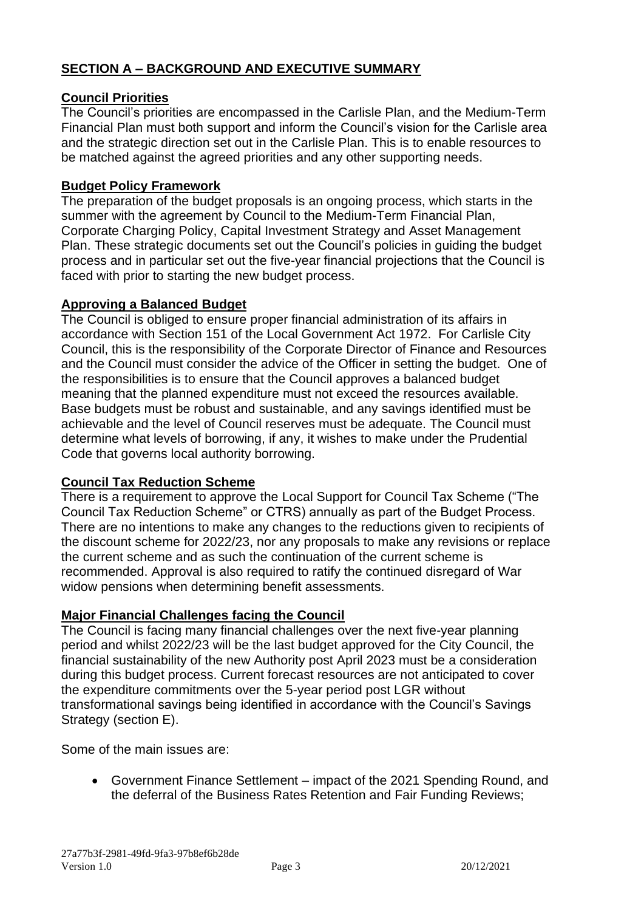## SECTION A – BACKGROUND AND EXECUTIVE SUMMARY

### Council Priorities

The Council's priorities are encompassed in the Carlisle Plan, and the Medium-Term Financial Plan must both support and inform the Council's vision for the Carlisle area and the strategic direction set out in the Carlisle Plan. This is to enable resources to be matched against the agreed priorities and any other supporting needs.

### Budget Policy Framework

The preparation of the budget proposals is an ongoing process, which starts in the summer with the agreement by Council to the Medium-Term Financial Plan, Corporate Charging Policy, Capital Investment Strategy and Asset Management Plan. These strategic documents set out the Council's policies in guiding the budget process and in particular set out the five-year financial projections that the Council is faced with prior to starting the new budget process.

### Approving a Balanced Budget

The Council is obliged to ensure proper financial administration of its affairs in accordance with Section 151 of the Local Government Act 1972. For Carlisle City Council, this is the responsibility of the Corporate Director of Finance and Resources and the Council must consider the advice of the Officer in setting the budget. One of the responsibilities is to ensure that the Council approves a balanced budget meaning that the planned expenditure must not exceed the resources available. Base budgets must be robust and sustainable, and any savings identified must be achievable and the level of Council reserves must be adequate. The Council must determine what levels of borrowing, if any, it wishes to make under the Prudential Code that governs local authority borrowing.

### Council Tax Reduction Scheme

There is a requirement to approve the Local Support for Council Tax Scheme ("The Council Tax Reduction Scheme" or CTRS) annually as part of the Budget Process. There are no intentions to make any changes to the reductions given to recipients of the discount scheme for 2022/23, nor any proposals to make any revisions or replace the current scheme and as such the continuation of the current scheme is recommended. Approval is also required to ratify the continued disregard of War widow pensions when determining benefit assessments.

### Major Financial Challenges facing the Council

The Council is facing many financial challenges over the next five-year planning period and whilst 2022/23 will be the last budget approved for the City Council, the financial sustainability of the new Authority post April 2023 must be a consideration during this budget process. Current forecast resources are not anticipated to cover the expenditure commitments over the 5-year period post LGR without transformational savings being identified in accordance with the Council's Savings Strategy (section E).

Some of the main issues are:

- Government Finance Settlement – impact of the 2021 Spending Round, and the deferral of the Business Rates Retention and Fair Funding Reviews;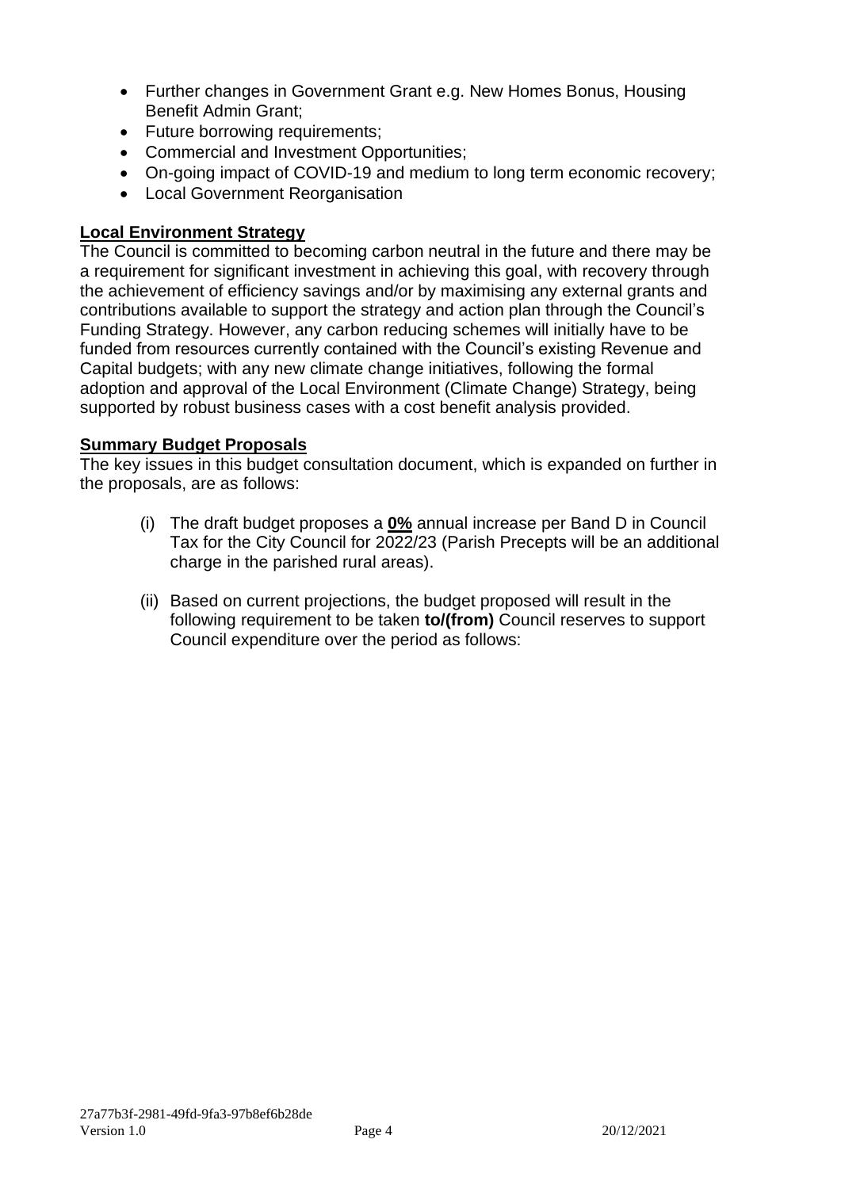- Further changes in Government Grant e.g. New Homes Bonus, Housing Benefit Admin Grant;
- Future borrowing requirements;
- Commercial and Investment Opportunities;
- On-going impact of COVID-19 and medium to long term economic recovery;
- Local Government Reorganisation

## Local Environment Strategy

The Council is committed to becoming carbon neutral in the future and there may be a requirement for significant investment in achieving this goal, with recovery through the achievement of efficiency savings and/or by maximising any external grants and contributions available to support the strategy and action plan through the Council's Funding Strategy. However, any carbon reducing schemes will initially have to be funded from resources currently contained with the Council's existing Revenue and Capital budgets; with any new climate change initiatives, following the formal adoption and approval of the Local Environment (Climate Change) Strategy, being supported by robust business cases with a cost benefit analysis provided.

## Summary Budget Proposals

The key issues in this budget consultation document, which is expanded on further in the proposals, are as follows:

(i) The draft budget proposes a **0%** annual increase per Band D in Council Tax for the City Council for 2022/23 (Parish Precepts will be an additional charge in the parished rural areas).

(ii) Based on current projections, the budget proposed will result in the following requirement to be taken **to/(from)** Council reserves to support Council expenditure over the period as follows: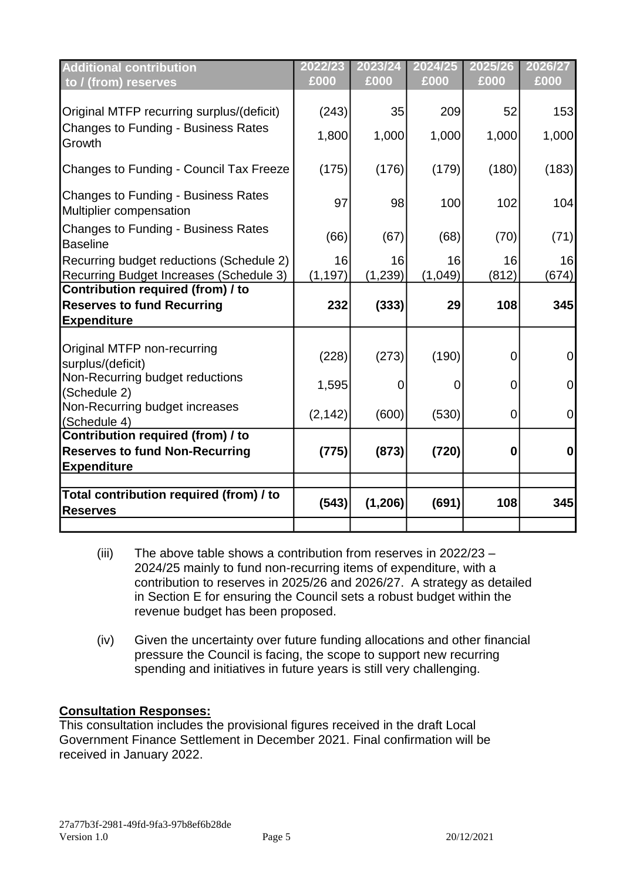| Additional contribution to / (from) reserves | 2022/23 £000 | 2023/24 £000 | 2024/25 £000 | 2025/26 £000 | 2026/27 £000 |
|---|---|---|---|---|---|
| Original MTFP recurring surplus/(deficit) | (243) | 35 | 209 | 52 | 153 |
| Changes to Funding - Business Rates Growth | 1,800 | 1,000 | 1,000 | 1,000 | 1,000 |
| Changes to Funding - Council Tax Freeze | (175) | (176) | (179) | (180) | (183) |
| Changes to Funding - Business Rates Multiplier compensation | 97 | 98 | 100 | 102 | 104 |
| Changes to Funding - Business Rates Baseline | (66) | (67) | (68) | (70) | (71) |
| Recurring budget reductions (Schedule 2) | 16 | 16 | 16 | 16 | 16 |
| Recurring Budget Increases (Schedule 3) | (1,197) | (1,239) | (1,049) | (812) | (674) |
| **Contribution required (from) / to Reserves to fund Recurring Expenditure** | **232** | **(333)** | **29** | **108** | **345** |
| Original MTFP non-recurring surplus/(deficit) | (228) | (273) | (190) | 0 | 0 |
| Non-Recurring budget reductions (Schedule 2) | 1,595 | 0 | 0 | 0 | 0 |
| Non-Recurring budget increases (Schedule 4) | (2,142) | (600) | (530) | 0 | 0 |
| **Contribution required (from) / to Reserves to fund Non-Recurring Expenditure** | **(775)** | **(873)** | **(720)** | **0** | **0** |
| | | | | | |
| **Total contribution required (from) / to Reserves** | **(543)** | **(1,206)** | **(691)** | **108** | **345** |

(iii) The above table shows a contribution from reserves in 2022/23 – 2024/25 mainly to fund non-recurring items of expenditure, with a contribution to reserves in 2025/26 and 2026/27. A strategy as detailed in Section E for ensuring the Council sets a robust budget within the revenue budget has been proposed.

(iv) Given the uncertainty over future funding allocations and other financial pressure the Council is facing, the scope to support new recurring spending and initiatives in future years is still very challenging.

**Consultation Responses:**

This consultation includes the provisional figures received in the draft Local Government Finance Settlement in December 2021. Final confirmation will be received in January 2022.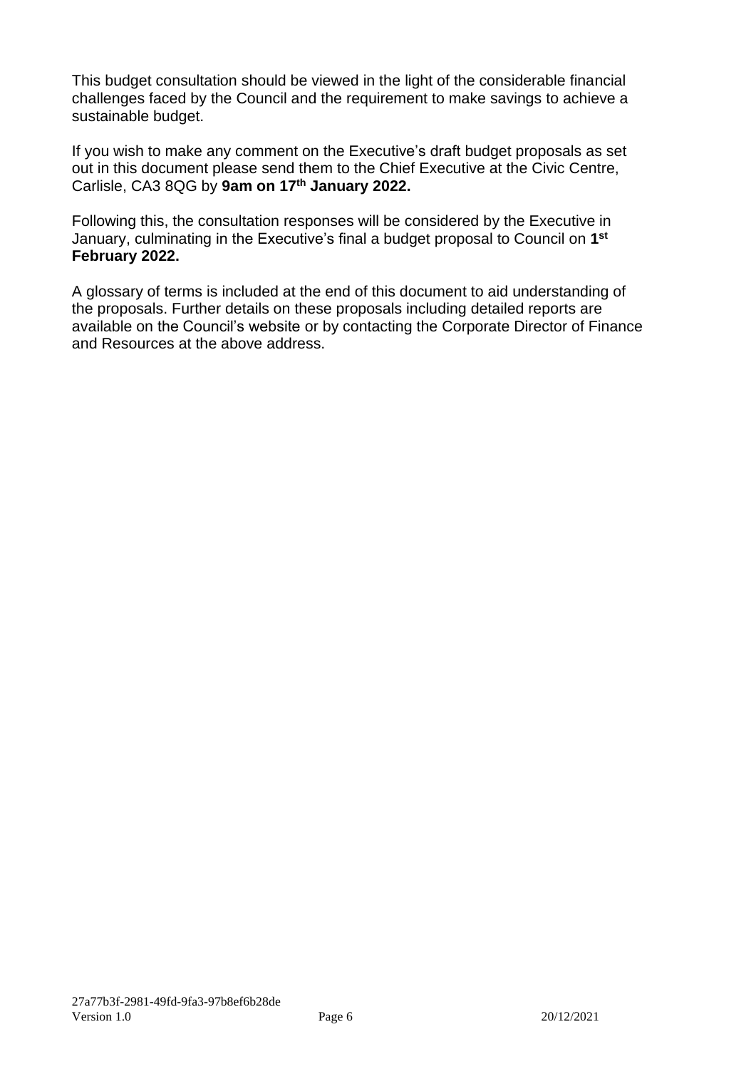This budget consultation should be viewed in the light of the considerable financial challenges faced by the Council and the requirement to make savings to achieve a sustainable budget.

If you wish to make any comment on the Executive's draft budget proposals as set out in this document please send them to the Chief Executive at the Civic Centre, Carlisle, CA3 8QG by **9am on 17th January 2022.**

Following this, the consultation responses will be considered by the Executive in January, culminating in the Executive's final a budget proposal to Council on **1st February 2022.**

A glossary of terms is included at the end of this document to aid understanding of the proposals. Further details on these proposals including detailed reports are available on the Council's website or by contacting the Corporate Director of Finance and Resources at the above address.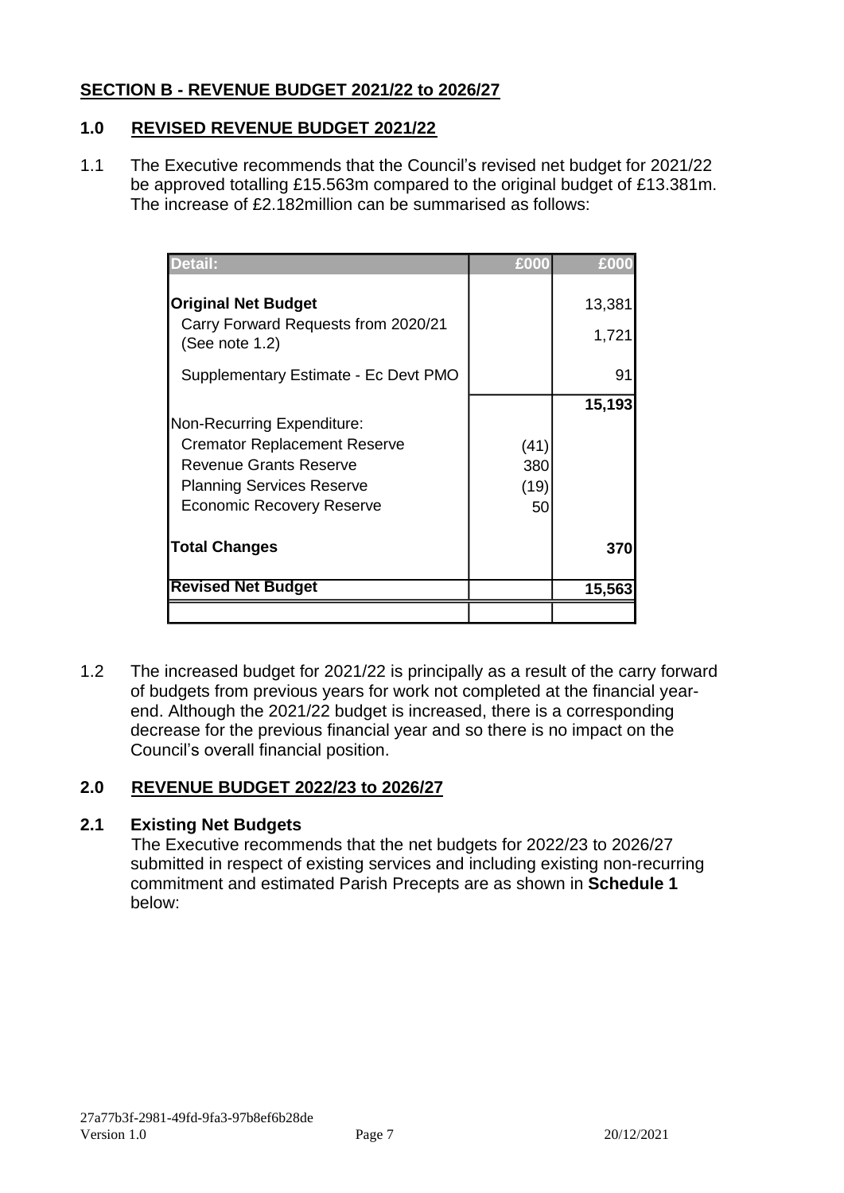## SECTION B - REVENUE BUDGET 2021/22 to 2026/27

### 1.0 REVISED REVENUE BUDGET 2021/22

1.1 The Executive recommends that the Council's revised net budget for 2021/22 be approved totalling £15.563m compared to the original budget of £13.381m. The increase of £2.182million can be summarised as follows:

| Detail: | £000 | £000 |
|---|---|---|
| **Original Net Budget** | | 13,381 |
| Carry Forward Requests from 2020/21 (See note 1.2) | | 1,721 |
| Supplementary Estimate - Ec Devt PMO | | 91 |
| | | **15,193** |
| Non-Recurring Expenditure: | | |
| Cremator Replacement Reserve | (41) | |
| Revenue Grants Reserve | 380 | |
| Planning Services Reserve | (19) | |
| Economic Recovery Reserve | 50 | |
| **Total Changes** | | **370** |
| **Revised Net Budget** | | **15,563** |

1.2 The increased budget for 2021/22 is principally as a result of the carry forward of budgets from previous years for work not completed at the financial year-end. Although the 2021/22 budget is increased, there is a corresponding decrease for the previous financial year and so there is no impact on the Council's overall financial position.

### 2.0 REVENUE BUDGET 2022/23 to 2026/27

**2.1 Existing Net Budgets**

The Executive recommends that the net budgets for 2022/23 to 2026/27 submitted in respect of existing services and including existing non-recurring commitment and estimated Parish Precepts are as shown in **Schedule 1** below: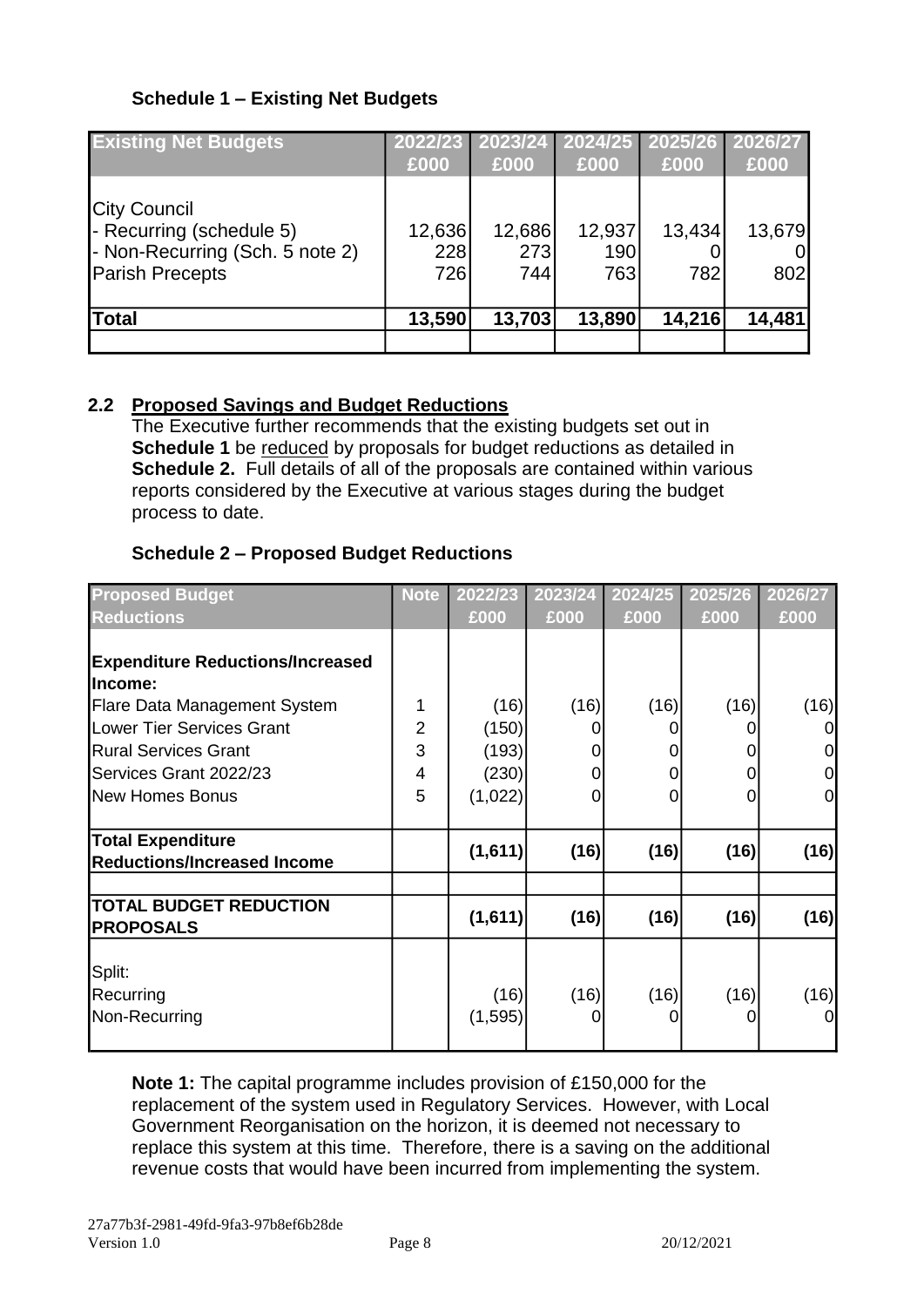**Schedule 1 – Existing Net Budgets**

| Existing Net Budgets | 2022/23 £000 | 2023/24 £000 | 2024/25 £000 | 2025/26 £000 | 2026/27 £000 |
|---|---|---|---|---|---|
| City Council | | | | | |
| - Recurring (schedule 5) | 12,636 | 12,686 | 12,937 | 13,434 | 13,679 |
| - Non-Recurring (Sch. 5 note 2) | 228 | 273 | 190 | 0 | 0 |
| Parish Precepts | 726 | 744 | 763 | 782 | 802 |
| **Total** | **13,590** | **13,703** | **13,890** | **14,216** | **14,481** |

**2.2 Proposed Savings and Budget Reductions**

The Executive further recommends that the existing budgets set out in **Schedule 1** be reduced by proposals for budget reductions as detailed in **Schedule 2.** Full details of all of the proposals are contained within various reports considered by the Executive at various stages during the budget process to date.

**Schedule 2 – Proposed Budget Reductions**

| Proposed Budget Reductions | Note | 2022/23 £000 | 2023/24 £000 | 2024/25 £000 | 2025/26 £000 | 2026/27 £000 |
|---|---|---|---|---|---|---|
| **Expenditure Reductions/Increased Income:** | | | | | | |
| Flare Data Management System | 1 | (16) | (16) | (16) | (16) | (16) |
| Lower Tier Services Grant | 2 | (150) | 0 | 0 | 0 | 0 |
| Rural Services Grant | 3 | (193) | 0 | 0 | 0 | 0 |
| Services Grant 2022/23 | 4 | (230) | 0 | 0 | 0 | 0 |
| New Homes Bonus | 5 | (1,022) | 0 | 0 | 0 | 0 |
| **Total Expenditure Reductions/Increased Income** | | **(1,611)** | **(16)** | **(16)** | **(16)** | **(16)** |
| **TOTAL BUDGET REDUCTION PROPOSALS** | | **(1,611)** | **(16)** | **(16)** | **(16)** | **(16)** |
| Split: | | | | | | |
| Recurring | | (16) | (16) | (16) | (16) | (16) |
| Non-Recurring | | (1,595) | 0 | 0 | 0 | 0 |

**Note 1:** The capital programme includes provision of £150,000 for the replacement of the system used in Regulatory Services. However, with Local Government Reorganisation on the horizon, it is deemed not necessary to replace this system at this time. Therefore, there is a saving on the additional revenue costs that would have been incurred from implementing the system.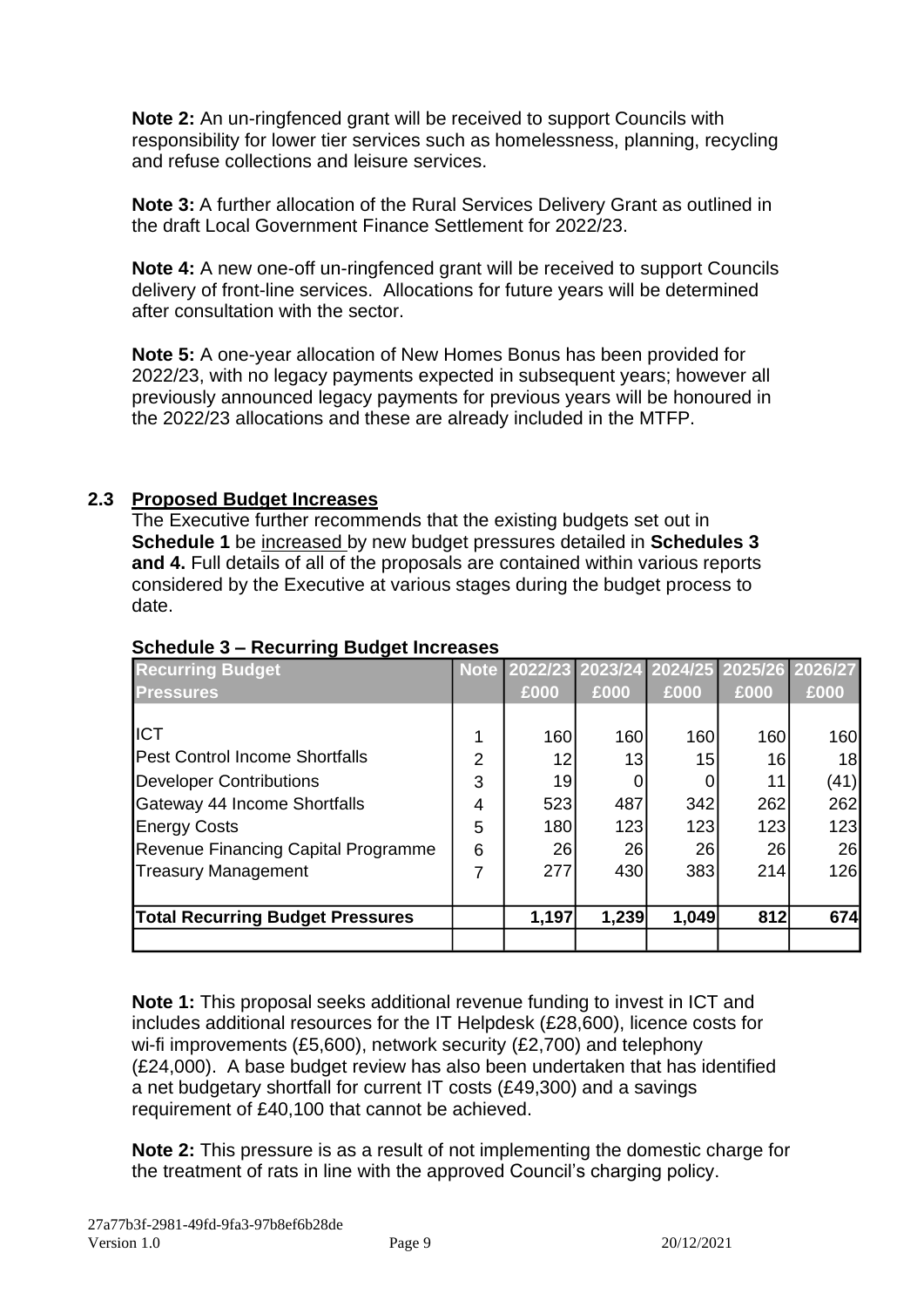**Note 2:** An un-ringfenced grant will be received to support Councils with responsibility for lower tier services such as homelessness, planning, recycling and refuse collections and leisure services.

**Note 3:** A further allocation of the Rural Services Delivery Grant as outlined in the draft Local Government Finance Settlement for 2022/23.

**Note 4:** A new one-off un-ringfenced grant will be received to support Councils delivery of front-line services. Allocations for future years will be determined after consultation with the sector.

**Note 5:** A one-year allocation of New Homes Bonus has been provided for 2022/23, with no legacy payments expected in subsequent years; however all previously announced legacy payments for previous years will be honoured in the 2022/23 allocations and these are already included in the MTFP.

## 2.3 Proposed Budget Increases

The Executive further recommends that the existing budgets set out in **Schedule 1** be increased by new budget pressures detailed in **Schedules 3 and 4.** Full details of all of the proposals are contained within various reports considered by the Executive at various stages during the budget process to date.

### Schedule 3 – Recurring Budget Increases

| Recurring Budget Pressures | Note | 2022/23 £000 | 2023/24 £000 | 2024/25 £000 | 2025/26 £000 | 2026/27 £000 |
|---|---|---|---|---|---|---|
| ICT | 1 | 160 | 160 | 160 | 160 | 160 |
| Pest Control Income Shortfalls | 2 | 12 | 13 | 15 | 16 | 18 |
| Developer Contributions | 3 | 19 | 0 | 0 | 11 | (41) |
| Gateway 44 Income Shortfalls | 4 | 523 | 487 | 342 | 262 | 262 |
| Energy Costs | 5 | 180 | 123 | 123 | 123 | 123 |
| Revenue Financing Capital Programme | 6 | 26 | 26 | 26 | 26 | 26 |
| Treasury Management | 7 | 277 | 430 | 383 | 214 | 126 |
| **Total Recurring Budget Pressures** | | **1,197** | **1,239** | **1,049** | **812** | **674** |

**Note 1:** This proposal seeks additional revenue funding to invest in ICT and includes additional resources for the IT Helpdesk (£28,600), licence costs for wi-fi improvements (£5,600), network security (£2,700) and telephony (£24,000). A base budget review has also been undertaken that has identified a net budgetary shortfall for current IT costs (£49,300) and a savings requirement of £40,100 that cannot be achieved.

**Note 2:** This pressure is as a result of not implementing the domestic charge for the treatment of rats in line with the approved Council's charging policy.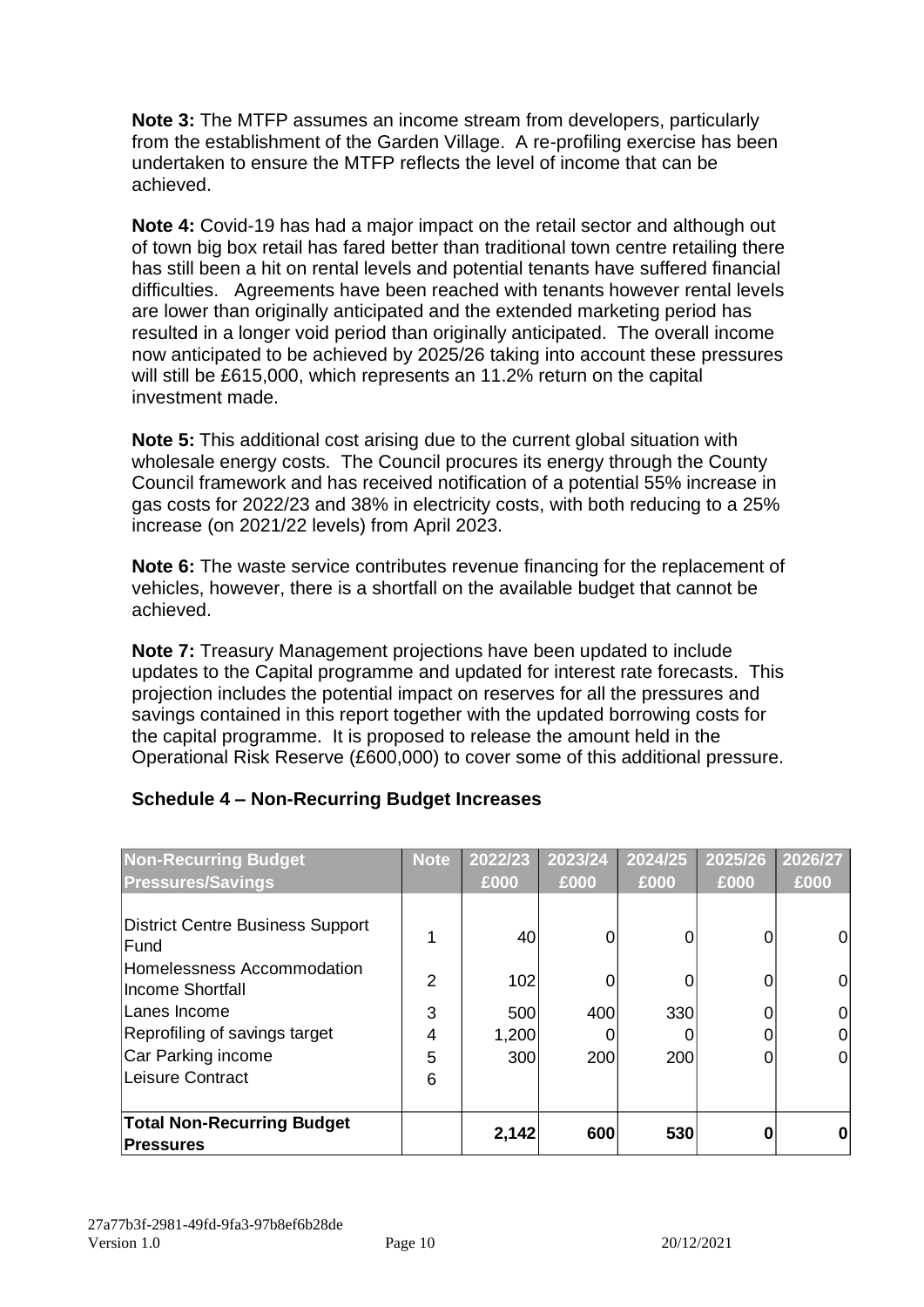**Note 3:** The MTFP assumes an income stream from developers, particularly from the establishment of the Garden Village. A re-profiling exercise has been undertaken to ensure the MTFP reflects the level of income that can be achieved.

**Note 4:** Covid-19 has had a major impact on the retail sector and although out of town big box retail has fared better than traditional town centre retailing there has still been a hit on rental levels and potential tenants have suffered financial difficulties. Agreements have been reached with tenants however rental levels are lower than originally anticipated and the extended marketing period has resulted in a longer void period than originally anticipated. The overall income now anticipated to be achieved by 2025/26 taking into account these pressures will still be £615,000, which represents an 11.2% return on the capital investment made.

**Note 5:** This additional cost arising due to the current global situation with wholesale energy costs. The Council procures its energy through the County Council framework and has received notification of a potential 55% increase in gas costs for 2022/23 and 38% in electricity costs, with both reducing to a 25% increase (on 2021/22 levels) from April 2023.

**Note 6:** The waste service contributes revenue financing for the replacement of vehicles, however, there is a shortfall on the available budget that cannot be achieved.

**Note 7:** Treasury Management projections have been updated to include updates to the Capital programme and updated for interest rate forecasts. This projection includes the potential impact on reserves for all the pressures and savings contained in this report together with the updated borrowing costs for the capital programme. It is proposed to release the amount held in the Operational Risk Reserve (£600,000) to cover some of this additional pressure.

### Schedule 4 – Non-Recurring Budget Increases

| Non-Recurring Budget Pressures/Savings | Note | 2022/23 £000 | 2023/24 £000 | 2024/25 £000 | 2025/26 £000 | 2026/27 £000 |
|---|---|---|---|---|---|---|
| District Centre Business Support Fund | 1 | 40 | 0 | 0 | 0 | 0 |
| Homelessness Accommodation Income Shortfall | 2 | 102 | 0 | 0 | 0 | 0 |
| Lanes Income | 3 | 500 | 400 | 330 | 0 | 0 |
| Reprofiling of savings target | 4 | 1,200 | 0 | 0 | 0 | 0 |
| Car Parking income | 5 | 300 | 200 | 200 | 0 | 0 |
| Leisure Contract | 6 | | | | | |
| **Total Non-Recurring Budget Pressures** | | **2,142** | **600** | **530** | **0** | **0** |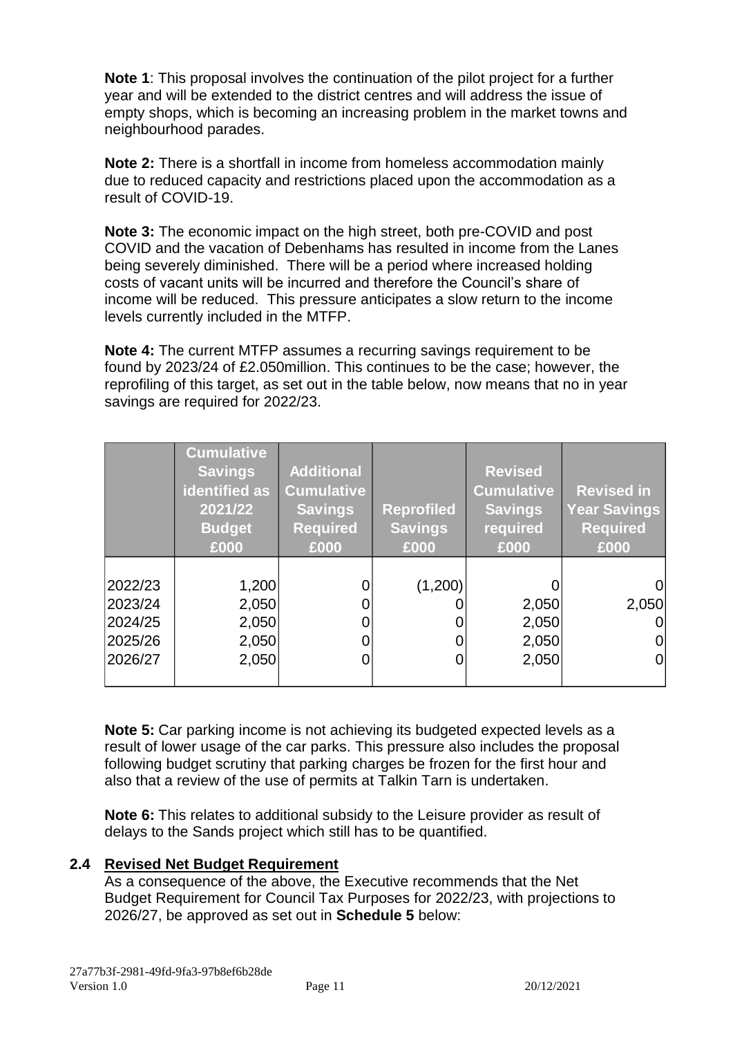**Note 1**: This proposal involves the continuation of the pilot project for a further year and will be extended to the district centres and will address the issue of empty shops, which is becoming an increasing problem in the market towns and neighbourhood parades.

**Note 2:** There is a shortfall in income from homeless accommodation mainly due to reduced capacity and restrictions placed upon the accommodation as a result of COVID-19.

**Note 3:** The economic impact on the high street, both pre-COVID and post COVID and the vacation of Debenhams has resulted in income from the Lanes being severely diminished. There will be a period where increased holding costs of vacant units will be incurred and therefore the Council's share of income will be reduced. This pressure anticipates a slow return to the income levels currently included in the MTFP.

**Note 4:** The current MTFP assumes a recurring savings requirement to be found by 2023/24 of £2.050million. This continues to be the case; however, the reprofiling of this target, as set out in the table below, now means that no in year savings are required for 2022/23.

| | Cumulative Savings identified as 2021/22 Budget £000 | Additional Cumulative Savings Required £000 | Reprofiled Savings £000 | Revised Cumulative Savings required £000 | Revised in Year Savings Required £000 |
|---|---|---|---|---|---|
| 2022/23 | 1,200 | 0 | (1,200) | 0 | 0 |
| 2023/24 | 2,050 | 0 | 0 | 2,050 | 2,050 |
| 2024/25 | 2,050 | 0 | 0 | 2,050 | 0 |
| 2025/26 | 2,050 | 0 | 0 | 2,050 | 0 |
| 2026/27 | 2,050 | 0 | 0 | 2,050 | 0 |

**Note 5:** Car parking income is not achieving its budgeted expected levels as a result of lower usage of the car parks. This pressure also includes the proposal following budget scrutiny that parking charges be frozen for the first hour and also that a review of the use of permits at Talkin Tarn is undertaken.

**Note 6:** This relates to additional subsidy to the Leisure provider as result of delays to the Sands project which still has to be quantified.

## 2.4 Revised Net Budget Requirement

As a consequence of the above, the Executive recommends that the Net Budget Requirement for Council Tax Purposes for 2022/23, with projections to 2026/27, be approved as set out in **Schedule 5** below: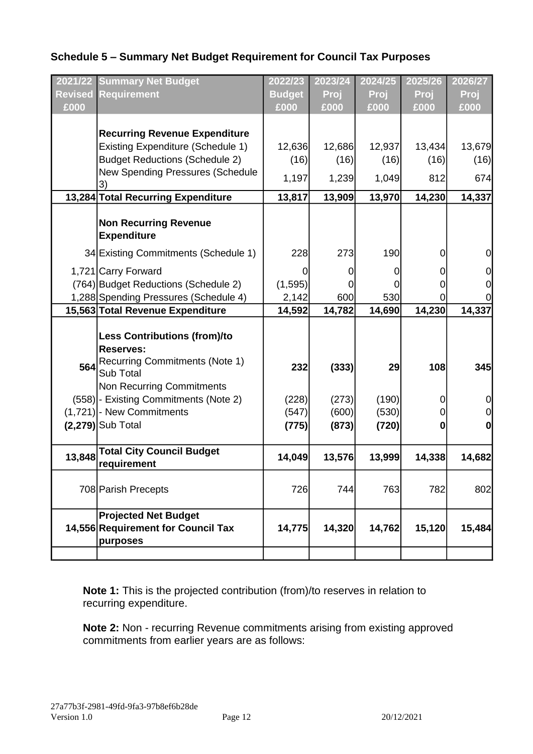### Schedule 5 – Summary Net Budget Requirement for Council Tax Purposes

| 2021/22 Revised £000 | Summary Net Budget Requirement | 2022/23 Budget £000 | 2023/24 Proj £000 | 2024/25 Proj £000 | 2025/26 Proj £000 | 2026/27 Proj £000 |
|---|---|---|---|---|---|---|
| | **Recurring Revenue Expenditure** | | | | | |
| | Existing Expenditure (Schedule 1) | 12,636 | 12,686 | 12,937 | 13,434 | 13,679 |
| | Budget Reductions (Schedule 2) | (16) | (16) | (16) | (16) | (16) |
| | New Spending Pressures (Schedule 3) | 1,197 | 1,239 | 1,049 | 812 | 674 |
| **13,284** | **Total Recurring Expenditure** | **13,817** | **13,909** | **13,970** | **14,230** | **14,337** |
| | **Non Recurring Revenue Expenditure** | | | | | |
| 34 | Existing Commitments (Schedule 1) | 228 | 273 | 190 | 0 | 0 |
| 1,721 | Carry Forward | 0 | 0 | 0 | 0 | 0 |
| (764) | Budget Reductions (Schedule 2) | (1,595) | 0 | 0 | 0 | 0 |
| 1,288 | Spending Pressures (Schedule 4) | 2,142 | 600 | 530 | 0 | 0 |
| **15,563** | **Total Revenue Expenditure** | **14,592** | **14,782** | **14,690** | **14,230** | **14,337** |
| | **Less Contributions (from)/to Reserves:** | | | | | |
| **564** | Recurring Commitments (Note 1) Sub Total | **232** | **(333)** | **29** | **108** | **345** |
| | Non Recurring Commitments | | | | | |
| (558) | - Existing Commitments (Note 2) | (228) | (273) | (190) | 0 | 0 |
| (1,721) | - New Commitments | (547) | (600) | (530) | 0 | 0 |
| **(2,279)** | Sub Total | **(775)** | **(873)** | **(720)** | **0** | **0** |
| **13,848** | **Total City Council Budget requirement** | **14,049** | **13,576** | **13,999** | **14,338** | **14,682** |
| 708 | Parish Precepts | 726 | 744 | 763 | 782 | 802 |
| **14,556** | **Projected Net Budget Requirement for Council Tax purposes** | **14,775** | **14,320** | **14,762** | **15,120** | **15,484** |

**Note 1:** This is the projected contribution (from)/to reserves in relation to recurring expenditure.

**Note 2:** Non - recurring Revenue commitments arising from existing approved commitments from earlier years are as follows: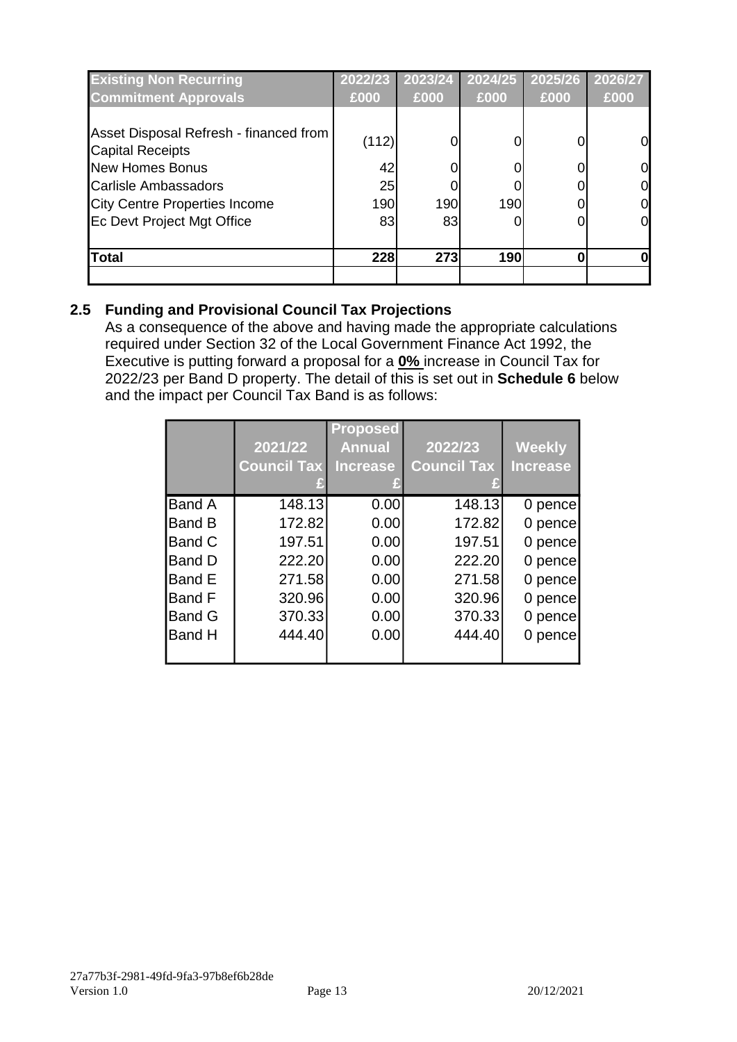| Existing Non Recurring Commitment Approvals | 2022/23 £000 | 2023/24 £000 | 2024/25 £000 | 2025/26 £000 | 2026/27 £000 |
|---|---|---|---|---|---|
| Asset Disposal Refresh - financed from Capital Receipts | (112) | 0 | 0 | 0 | 0 |
| New Homes Bonus | 42 | 0 | 0 | 0 | 0 |
| Carlisle Ambassadors | 25 | 0 | 0 | 0 | 0 |
| City Centre Properties Income | 190 | 190 | 190 | 0 | 0 |
| Ec Devt Project Mgt Office | 83 | 83 | 0 | 0 | 0 |
| **Total** | **228** | **273** | **190** | **0** | **0** |

## 2.5 Funding and Provisional Council Tax Projections

As a consequence of the above and having made the appropriate calculations required under Section 32 of the Local Government Finance Act 1992, the Executive is putting forward a proposal for a **0%** increase in Council Tax for 2022/23 per Band D property. The detail of this is set out in **Schedule 6** below and the impact per Council Tax Band is as follows:

| | 2021/22 Council Tax £ | Proposed Annual Increase £ | 2022/23 Council Tax £ | Weekly Increase |
|---|---|---|---|---|
| Band A | 148.13 | 0.00 | 148.13 | 0 pence |
| Band B | 172.82 | 0.00 | 172.82 | 0 pence |
| Band C | 197.51 | 0.00 | 197.51 | 0 pence |
| Band D | 222.20 | 0.00 | 222.20 | 0 pence |
| Band E | 271.58 | 0.00 | 271.58 | 0 pence |
| Band F | 320.96 | 0.00 | 320.96 | 0 pence |
| Band G | 370.33 | 0.00 | 370.33 | 0 pence |
| Band H | 444.40 | 0.00 | 444.40 | 0 pence |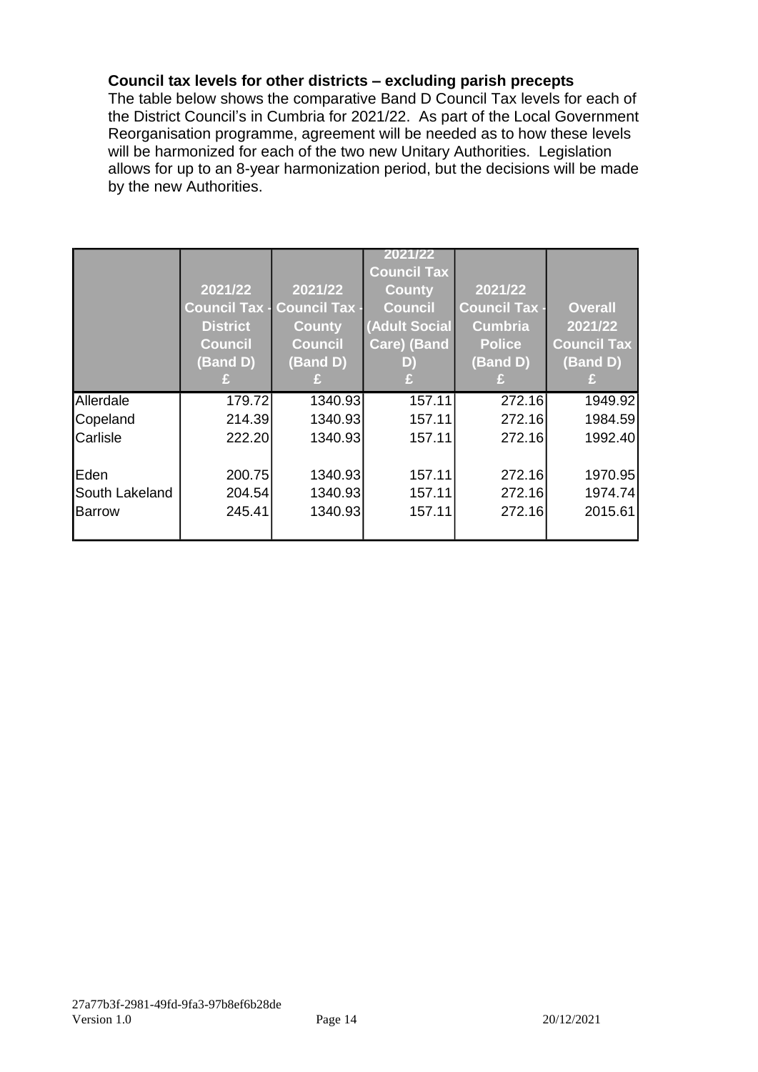**Council tax levels for other districts – excluding parish precepts**

The table below shows the comparative Band D Council Tax levels for each of the District Council's in Cumbria for 2021/22. As part of the Local Government Reorganisation programme, agreement will be needed as to how these levels will be harmonized for each of the two new Unitary Authorities. Legislation allows for up to an 8-year harmonization period, but the decisions will be made by the new Authorities.

| | 2021/22 Council Tax - District Council (Band D) £ | 2021/22 Council Tax - County Council (Band D) £ | 2021/22 Council Tax County Council (Adult Social Care) (Band D) £ | 2021/22 Council Tax - Cumbria Police (Band D) £ | Overall 2021/22 Council Tax (Band D) £ |
|---|---|---|---|---|---|
| Allerdale | 179.72 | 1340.93 | 157.11 | 272.16 | 1949.92 |
| Copeland | 214.39 | 1340.93 | 157.11 | 272.16 | 1984.59 |
| Carlisle | 222.20 | 1340.93 | 157.11 | 272.16 | 1992.40 |
| Eden | 200.75 | 1340.93 | 157.11 | 272.16 | 1970.95 |
| South Lakeland | 204.54 | 1340.93 | 157.11 | 272.16 | 1974.74 |
| Barrow | 245.41 | 1340.93 | 157.11 | 272.16 | 2015.61 |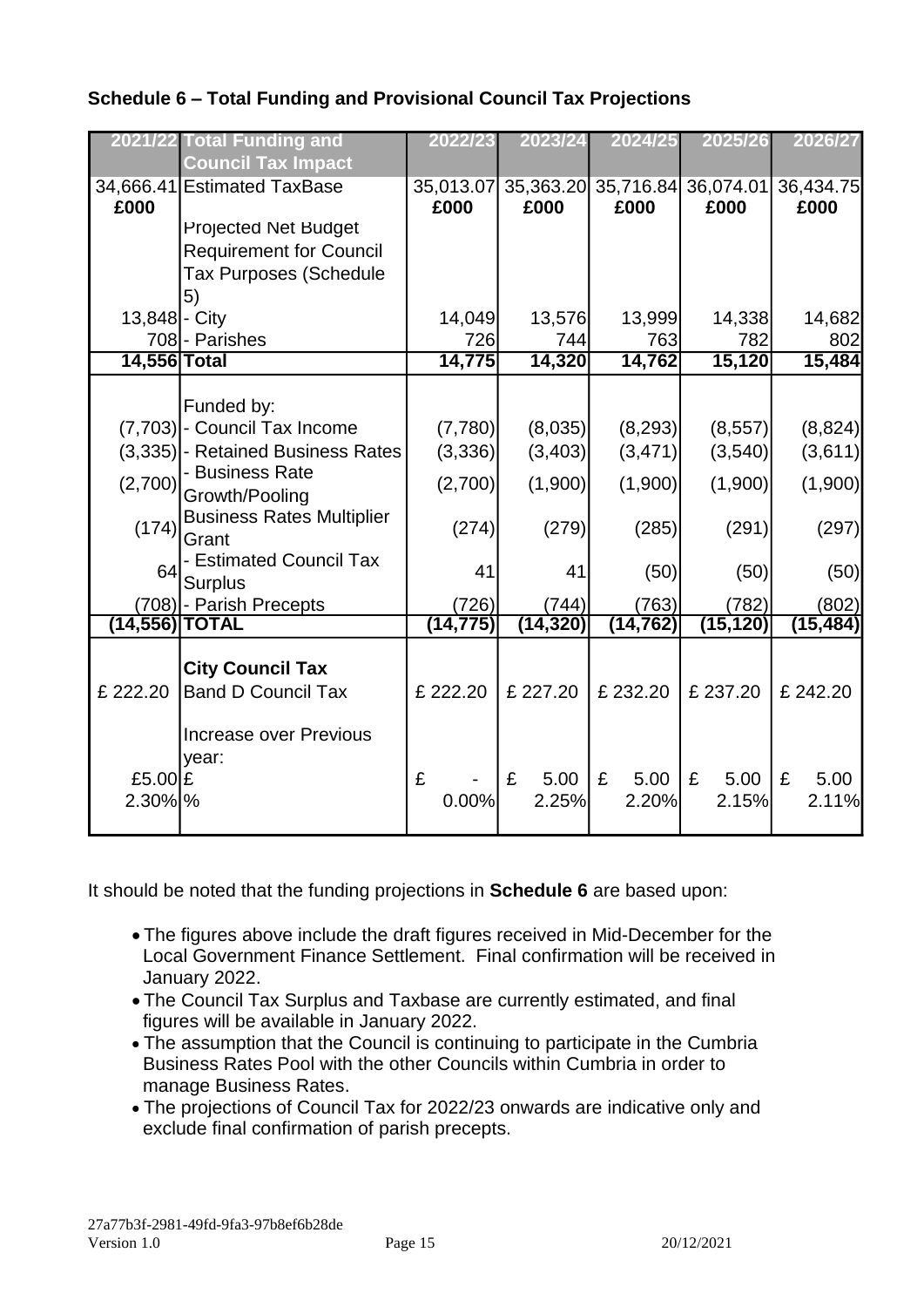### Schedule 6 – Total Funding and Provisional Council Tax Projections

| 2021/22 | Total Funding and Council Tax Impact | 2022/23 | 2023/24 | 2024/25 | 2025/26 | 2026/27 |
|---|---|---|---|---|---|---|
| 34,666.41 | Estimated TaxBase | 35,013.07 | 35,363.20 | 35,716.84 | 36,074.01 | 36,434.75 |
| £000 | | £000 | £000 | £000 | £000 | £000 |
| | Projected Net Budget Requirement for Council Tax Purposes (Schedule 5) | | | | | |
| 13,848 | - City | 14,049 | 13,576 | 13,999 | 14,338 | 14,682 |
| 708 | - Parishes | 726 | 744 | 763 | 782 | 802 |
| **14,556** | **Total** | **14,775** | **14,320** | **14,762** | **15,120** | **15,484** |
| | Funded by: | | | | | |
| (7,703) | - Council Tax Income | (7,780) | (8,035) | (8,293) | (8,557) | (8,824) |
| (3,335) | - Retained Business Rates | (3,336) | (3,403) | (3,471) | (3,540) | (3,611) |
| (2,700) | - Business Rate Growth/Pooling | (2,700) | (1,900) | (1,900) | (1,900) | (1,900) |
| (174) | Business Rates Multiplier Grant | (274) | (279) | (285) | (291) | (297) |
| 64 | - Estimated Council Tax Surplus | 41 | 41 | (50) | (50) | (50) |
| (708) | - Parish Precepts | (726) | (744) | (763) | (782) | (802) |
| **(14,556)** | **TOTAL** | **(14,775)** | **(14,320)** | **(14,762)** | **(15,120)** | **(15,484)** |
| | **City Council Tax** | | | | | |
| £ 222.20 | Band D Council Tax | £ 222.20 | £ 227.20 | £ 232.20 | £ 237.20 | £ 242.20 |
| | Increase over Previous year: | | | | | |
| £5.00 | £ | £ - | £ 5.00 | £ 5.00 | £ 5.00 | £ 5.00 |
| 2.30% | % | 0.00% | 2.25% | 2.20% | 2.15% | 2.11% |

It should be noted that the funding projections in **Schedule 6** are based upon:

- The figures above include the draft figures received in Mid-December for the Local Government Finance Settlement. Final confirmation will be received in January 2022.
- The Council Tax Surplus and Taxbase are currently estimated, and final figures will be available in January 2022.
- The assumption that the Council is continuing to participate in the Cumbria Business Rates Pool with the other Councils within Cumbria in order to manage Business Rates.
- The projections of Council Tax for 2022/23 onwards are indicative only and exclude final confirmation of parish precepts.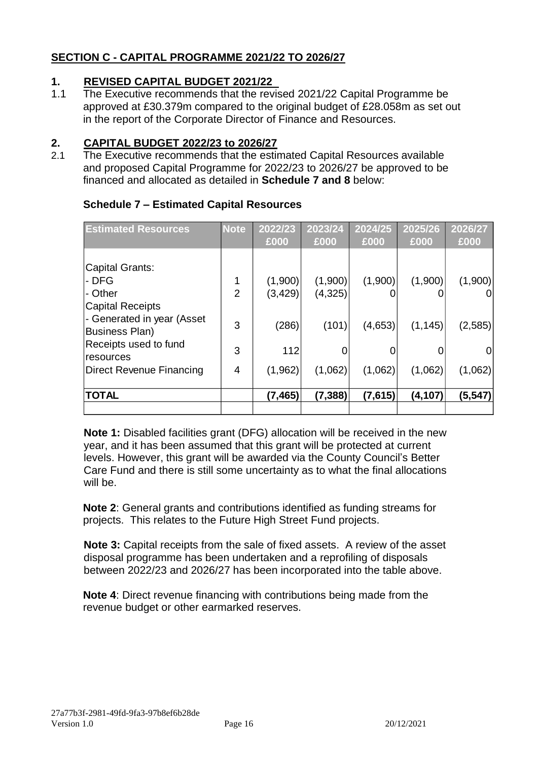## SECTION C - CAPITAL PROGRAMME 2021/22 TO 2026/27

### 1. REVISED CAPITAL BUDGET 2021/22

1.1 The Executive recommends that the revised 2021/22 Capital Programme be approved at £30.379m compared to the original budget of £28.058m as set out in the report of the Corporate Director of Finance and Resources.

### 2. CAPITAL BUDGET 2022/23 to 2026/27

2.1 The Executive recommends that the estimated Capital Resources available and proposed Capital Programme for 2022/23 to 2026/27 be approved to be financed and allocated as detailed in **Schedule 7 and 8** below:

**Schedule 7 – Estimated Capital Resources**

| Estimated Resources | Note | 2022/23 £000 | 2023/24 £000 | 2024/25 £000 | 2025/26 £000 | 2026/27 £000 |
|---|---|---|---|---|---|---|
| Capital Grants: | | | | | | |
| - DFG | 1 | (1,900) | (1,900) | (1,900) | (1,900) | (1,900) |
| - Other | 2 | (3,429) | (4,325) | 0 | 0 | 0 |
| Capital Receipts | | | | | | |
| - Generated in year (Asset Business Plan) | 3 | (286) | (101) | (4,653) | (1,145) | (2,585) |
| Receipts used to fund resources | 3 | 112 | 0 | 0 | 0 | 0 |
| Direct Revenue Financing | 4 | (1,962) | (1,062) | (1,062) | (1,062) | (1,062) |
| **TOTAL** | | **(7,465)** | **(7,388)** | **(7,615)** | **(4,107)** | **(5,547)** |

**Note 1:** Disabled facilities grant (DFG) allocation will be received in the new year, and it has been assumed that this grant will be protected at current levels. However, this grant will be awarded via the County Council's Better Care Fund and there is still some uncertainty as to what the final allocations will be.

**Note 2**: General grants and contributions identified as funding streams for projects. This relates to the Future High Street Fund projects.

**Note 3:** Capital receipts from the sale of fixed assets. A review of the asset disposal programme has been undertaken and a reprofiling of disposals between 2022/23 and 2026/27 has been incorporated into the table above.

**Note 4**: Direct revenue financing with contributions being made from the revenue budget or other earmarked reserves.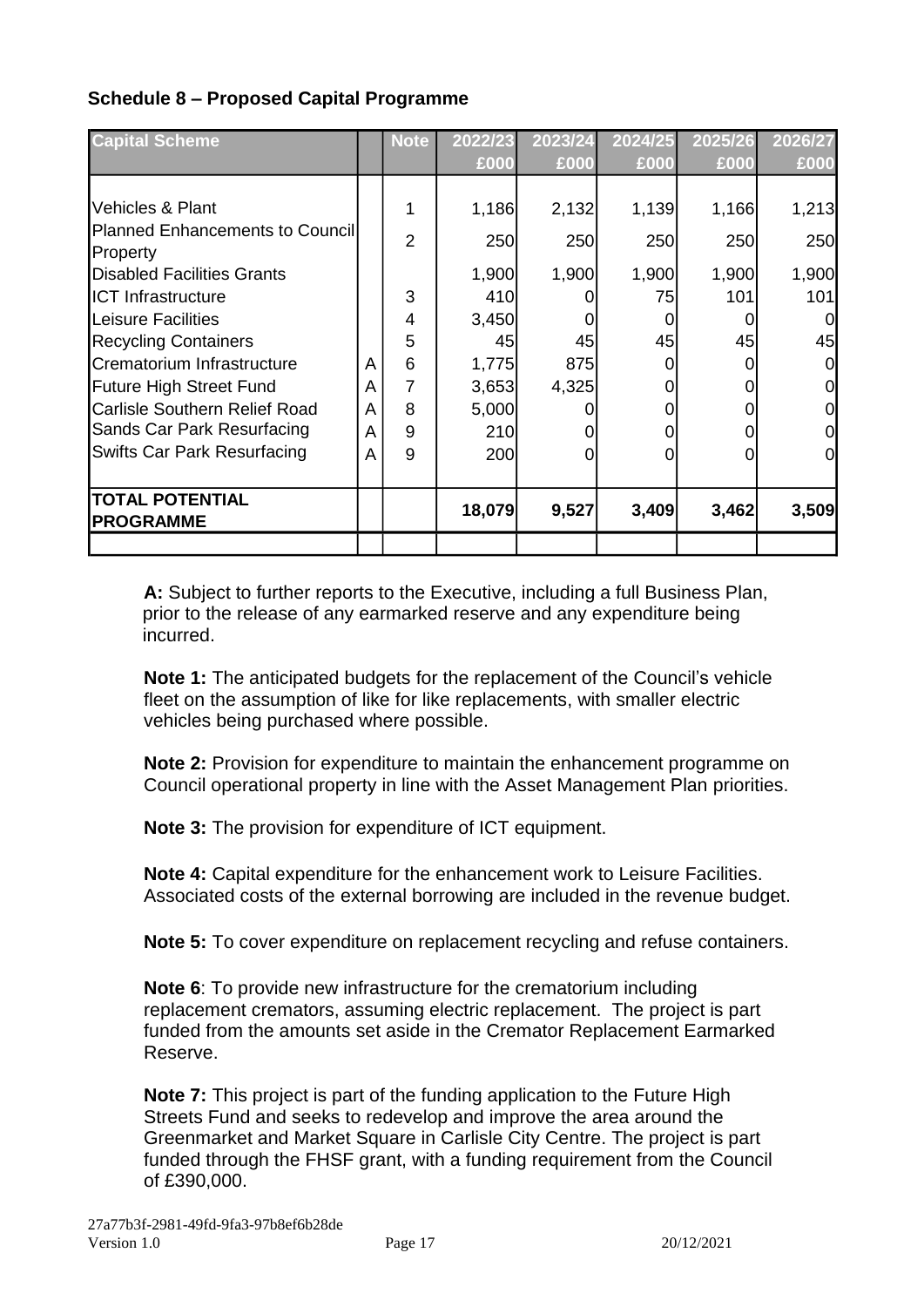**Schedule 8 – Proposed Capital Programme**

| Capital Scheme | | Note | 2022/23 £000 | 2023/24 £000 | 2024/25 £000 | 2025/26 £000 | 2026/27 £000 |
|---|---|---|---|---|---|---|---|
| Vehicles & Plant | | 1 | 1,186 | 2,132 | 1,139 | 1,166 | 1,213 |
| Planned Enhancements to Council Property | | 2 | 250 | 250 | 250 | 250 | 250 |
| Disabled Facilities Grants | | | 1,900 | 1,900 | 1,900 | 1,900 | 1,900 |
| ICT Infrastructure | | 3 | 410 | 0 | 75 | 101 | 101 |
| Leisure Facilities | | 4 | 3,450 | 0 | 0 | 0 | 0 |
| Recycling Containers | | 5 | 45 | 45 | 45 | 45 | 45 |
| Crematorium Infrastructure | A | 6 | 1,775 | 875 | 0 | 0 | 0 |
| Future High Street Fund | A | 7 | 3,653 | 4,325 | 0 | 0 | 0 |
| Carlisle Southern Relief Road | A | 8 | 5,000 | 0 | 0 | 0 | 0 |
| Sands Car Park Resurfacing | A | 9 | 210 | 0 | 0 | 0 | 0 |
| Swifts Car Park Resurfacing | A | 9 | 200 | 0 | 0 | 0 | 0 |
| **TOTAL POTENTIAL PROGRAMME** | | | **18,079** | **9,527** | **3,409** | **3,462** | **3,509** |

**A:** Subject to further reports to the Executive, including a full Business Plan, prior to the release of any earmarked reserve and any expenditure being incurred.

**Note 1:** The anticipated budgets for the replacement of the Council's vehicle fleet on the assumption of like for like replacements, with smaller electric vehicles being purchased where possible.

**Note 2:** Provision for expenditure to maintain the enhancement programme on Council operational property in line with the Asset Management Plan priorities.

**Note 3:** The provision for expenditure of ICT equipment.

**Note 4:** Capital expenditure for the enhancement work to Leisure Facilities. Associated costs of the external borrowing are included in the revenue budget.

**Note 5:** To cover expenditure on replacement recycling and refuse containers.

**Note 6**: To provide new infrastructure for the crematorium including replacement cremators, assuming electric replacement. The project is part funded from the amounts set aside in the Cremator Replacement Earmarked Reserve.

**Note 7:** This project is part of the funding application to the Future High Streets Fund and seeks to redevelop and improve the area around the Greenmarket and Market Square in Carlisle City Centre. The project is part funded through the FHSF grant, with a funding requirement from the Council of £390,000.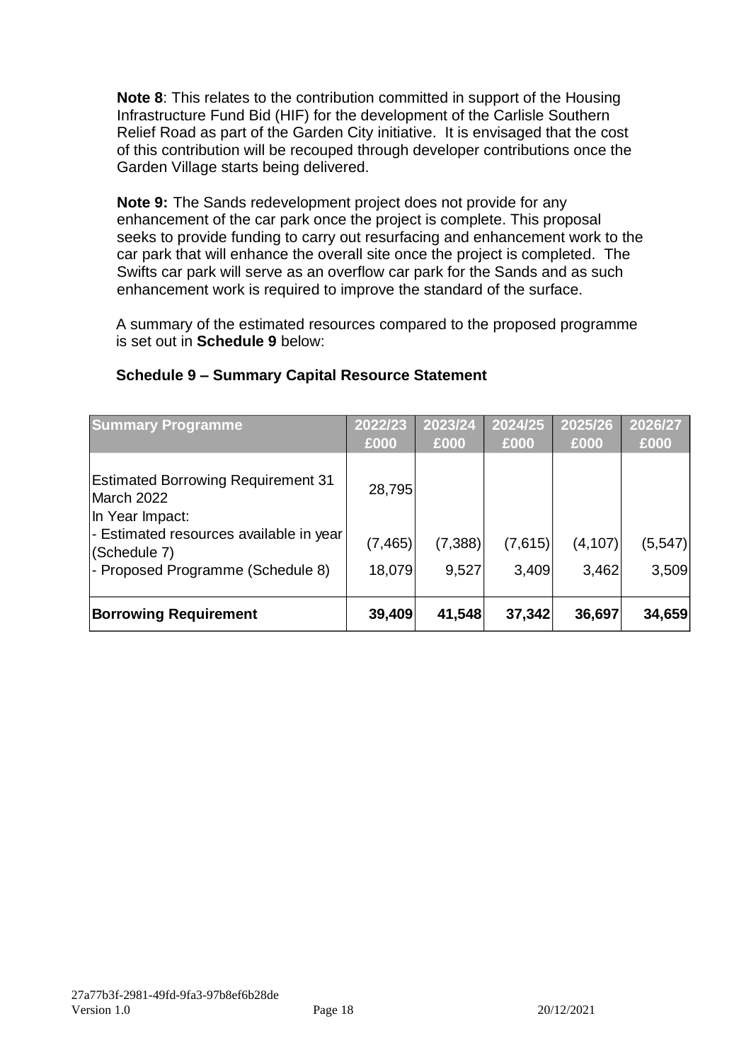**Note 8**: This relates to the contribution committed in support of the Housing Infrastructure Fund Bid (HIF) for the development of the Carlisle Southern Relief Road as part of the Garden City initiative. It is envisaged that the cost of this contribution will be recouped through developer contributions once the Garden Village starts being delivered.

**Note 9:** The Sands redevelopment project does not provide for any enhancement of the car park once the project is complete. This proposal seeks to provide funding to carry out resurfacing and enhancement work to the car park that will enhance the overall site once the project is completed. The Swifts car park will serve as an overflow car park for the Sands and as such enhancement work is required to improve the standard of the surface.

A summary of the estimated resources compared to the proposed programme is set out in **Schedule 9** below:

**Schedule 9 – Summary Capital Resource Statement**

| Summary Programme | 2022/23 £000 | 2023/24 £000 | 2024/25 £000 | 2025/26 £000 | 2026/27 £000 |
|---|---|---|---|---|---|
| Estimated Borrowing Requirement 31 March 2022 | 28,795 | | | | |
| In Year Impact: | | | | | |
| - Estimated resources available in year (Schedule 7) | (7,465) | (7,388) | (7,615) | (4,107) | (5,547) |
| - Proposed Programme (Schedule 8) | 18,079 | 9,527 | 3,409 | 3,462 | 3,509 |
| **Borrowing Requirement** | **39,409** | **41,548** | **37,342** | **36,697** | **34,659** |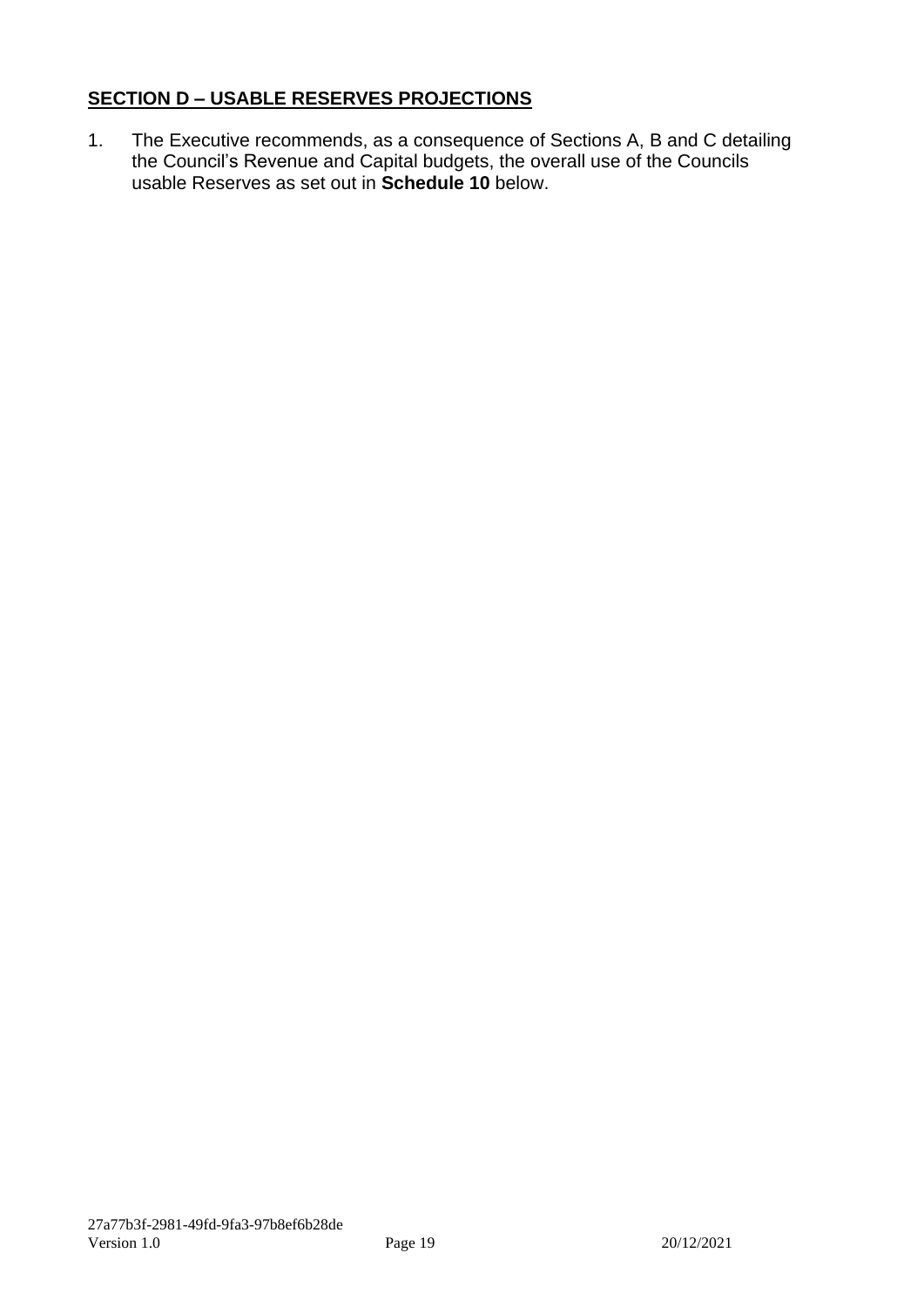## SECTION D – USABLE RESERVES PROJECTIONS

1. The Executive recommends, as a consequence of Sections A, B and C detailing the Council's Revenue and Capital budgets, the overall use of the Councils usable Reserves as set out in **Schedule 10** below.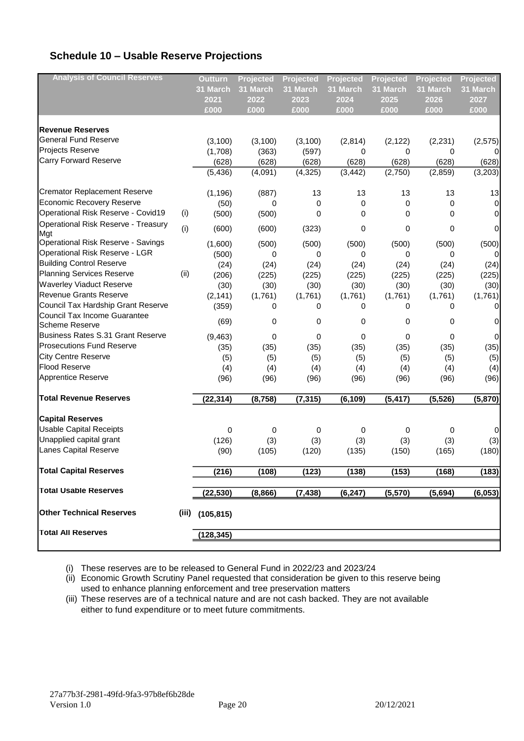## Schedule 10 – Usable Reserve Projections

| Analysis of Council Reserves | | Outturn 31 March 2021 £000 | Projected 31 March 2022 £000 | Projected 31 March 2023 £000 | Projected 31 March 2024 £000 | Projected 31 March 2025 £000 | Projected 31 March 2026 £000 | Projected 31 March 2027 £000 |
|---|---|---|---|---|---|---|---|---|
| **Revenue Reserves** | | | | | | | | |
| General Fund Reserve | | (3,100) | (3,100) | (3,100) | (2,814) | (2,122) | (2,231) | (2,575) |
| Projects Reserve | | (1,708) | (363) | (597) | 0 | 0 | 0 | 0 |
| Carry Forward Reserve | | (628) | (628) | (628) | (628) | (628) | (628) | (628) |
| | | (5,436) | (4,091) | (4,325) | (3,442) | (2,750) | (2,859) | (3,203) |
| Cremator Replacement Reserve | | (1,196) | (887) | 13 | 13 | 13 | 13 | 13 |
| Economic Recovery Reserve | | (50) | 0 | 0 | 0 | 0 | 0 | 0 |
| Operational Risk Reserve - Covid19 | (i) | (500) | (500) | 0 | 0 | 0 | 0 | 0 |
| Operational Risk Reserve - Treasury Mgt | (i) | (600) | (600) | (323) | 0 | 0 | 0 | 0 |
| Operational Risk Reserve - Savings | | (1,600) | (500) | (500) | (500) | (500) | (500) | (500) |
| Operational Risk Reserve - LGR | | (500) | 0 | 0 | 0 | 0 | 0 | 0 |
| Building Control Reserve | | (24) | (24) | (24) | (24) | (24) | (24) | (24) |
| Planning Services Reserve | (ii) | (206) | (225) | (225) | (225) | (225) | (225) | (225) |
| Waverley Viaduct Reserve | | (30) | (30) | (30) | (30) | (30) | (30) | (30) |
| Revenue Grants Reserve | | (2,141) | (1,761) | (1,761) | (1,761) | (1,761) | (1,761) | (1,761) |
| Council Tax Hardship Grant Reserve | | (359) | 0 | 0 | 0 | 0 | 0 | 0 |
| Council Tax Income Guarantee Scheme Reserve | | (69) | 0 | 0 | 0 | 0 | 0 | 0 |
| Business Rates S.31 Grant Reserve | | (9,463) | 0 | 0 | 0 | 0 | 0 | 0 |
| Prosecutions Fund Reserve | | (35) | (35) | (35) | (35) | (35) | (35) | (35) |
| City Centre Reserve | | (5) | (5) | (5) | (5) | (5) | (5) | (5) |
| Flood Reserve | | (4) | (4) | (4) | (4) | (4) | (4) | (4) |
| Apprentice Reserve | | (96) | (96) | (96) | (96) | (96) | (96) | (96) |
| **Total Revenue Reserves** | | **(22,314)** | **(8,758)** | **(7,315)** | **(6,109)** | **(5,417)** | **(5,526)** | **(5,870)** |
| **Capital Reserves** | | | | | | | | |
| Usable Capital Receipts | | 0 | 0 | 0 | 0 | 0 | 0 | 0 |
| Unapplied capital grant | | (126) | (3) | (3) | (3) | (3) | (3) | (3) |
| Lanes Capital Reserve | | (90) | (105) | (120) | (135) | (150) | (165) | (180) |
| **Total Capital Reserves** | | **(216)** | **(108)** | **(123)** | **(138)** | **(153)** | **(168)** | **(183)** |
| **Total Usable Reserves** | | **(22,530)** | **(8,866)** | **(7,438)** | **(6,247)** | **(5,570)** | **(5,694)** | **(6,053)** |
| **Other Technical Reserves** | (iii) | **(105,815)** | | | | | | |
| **Total All Reserves** | | **(128,345)** | | | | | | |

(i) These reserves are to be released to General Fund in 2022/23 and 2023/24

(ii) Economic Growth Scrutiny Panel requested that consideration be given to this reserve being used to enhance planning enforcement and tree preservation matters

(iii) These reserves are of a technical nature and are not cash backed. They are not available either to fund expenditure or to meet future commitments.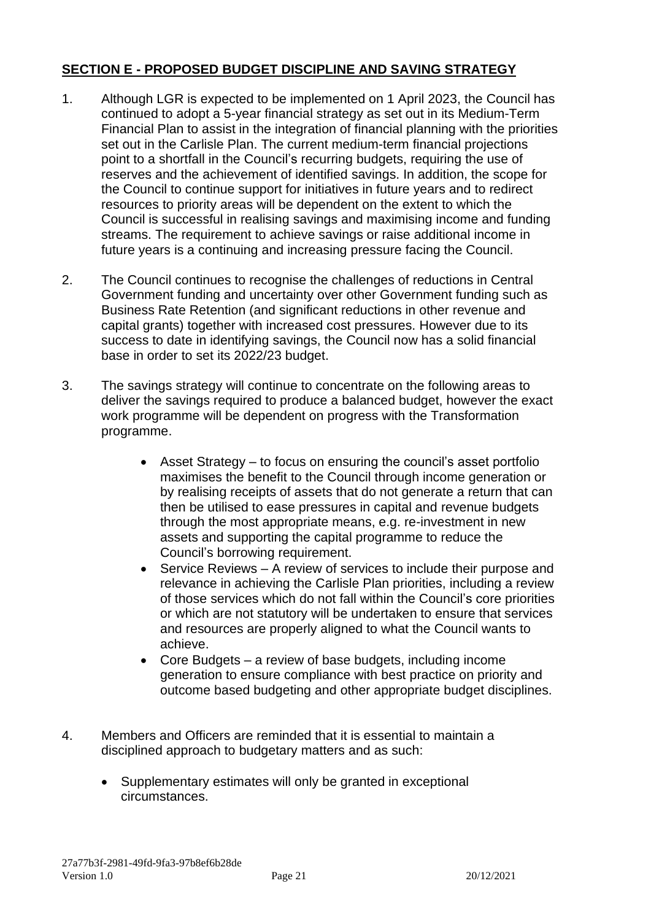## SECTION E - PROPOSED BUDGET DISCIPLINE AND SAVING STRATEGY

1. Although LGR is expected to be implemented on 1 April 2023, the Council has continued to adopt a 5-year financial strategy as set out in its Medium-Term Financial Plan to assist in the integration of financial planning with the priorities set out in the Carlisle Plan. The current medium-term financial projections point to a shortfall in the Council's recurring budgets, requiring the use of reserves and the achievement of identified savings. In addition, the scope for the Council to continue support for initiatives in future years and to redirect resources to priority areas will be dependent on the extent to which the Council is successful in realising savings and maximising income and funding streams. The requirement to achieve savings or raise additional income in future years is a continuing and increasing pressure facing the Council.

2. The Council continues to recognise the challenges of reductions in Central Government funding and uncertainty over other Government funding such as Business Rate Retention (and significant reductions in other revenue and capital grants) together with increased cost pressures. However due to its success to date in identifying savings, the Council now has a solid financial base in order to set its 2022/23 budget.

3. The savings strategy will continue to concentrate on the following areas to deliver the savings required to produce a balanced budget, however the exact work programme will be dependent on progress with the Transformation programme.

   - Asset Strategy – to focus on ensuring the council's asset portfolio maximises the benefit to the Council through income generation or by realising receipts of assets that do not generate a return that can then be utilised to ease pressures in capital and revenue budgets through the most appropriate means, e.g. re-investment in new assets and supporting the capital programme to reduce the Council's borrowing requirement.
   - Service Reviews – A review of services to include their purpose and relevance in achieving the Carlisle Plan priorities, including a review of those services which do not fall within the Council's core priorities or which are not statutory will be undertaken to ensure that services and resources are properly aligned to what the Council wants to achieve.
   - Core Budgets – a review of base budgets, including income generation to ensure compliance with best practice on priority and outcome based budgeting and other appropriate budget disciplines.

4. Members and Officers are reminded that it is essential to maintain a disciplined approach to budgetary matters and as such:

   - Supplementary estimates will only be granted in exceptional circumstances.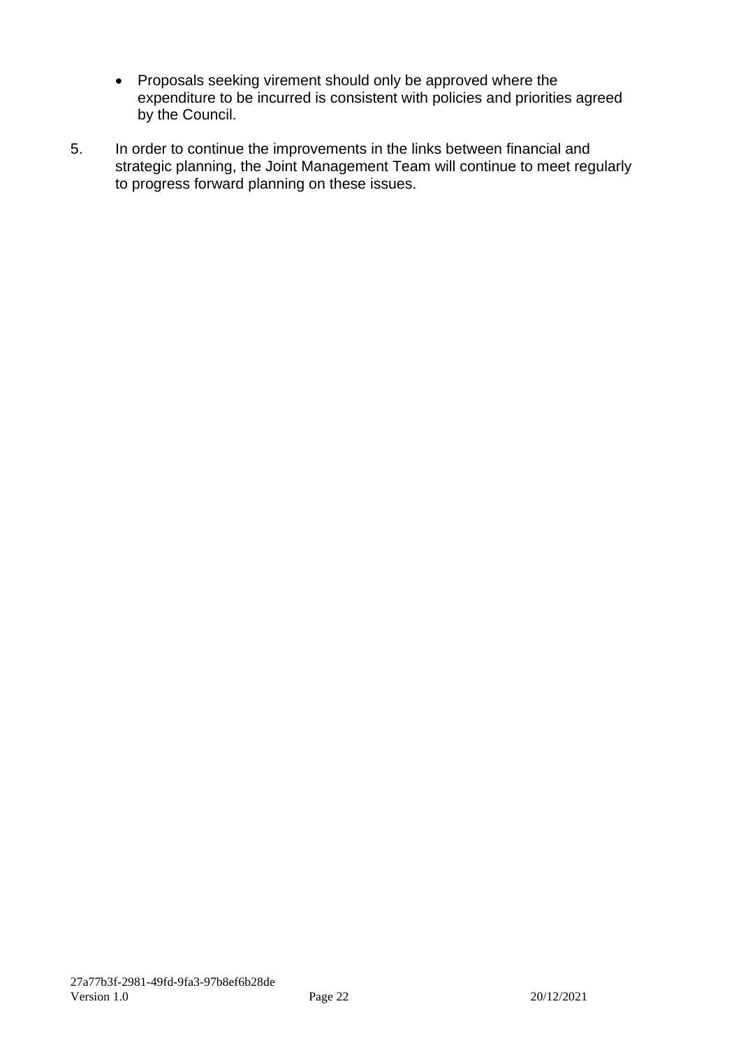- Proposals seeking virement should only be approved where the expenditure to be incurred is consistent with policies and priorities agreed by the Council.

5. In order to continue the improvements in the links between financial and strategic planning, the Joint Management Team will continue to meet regularly to progress forward planning on these issues.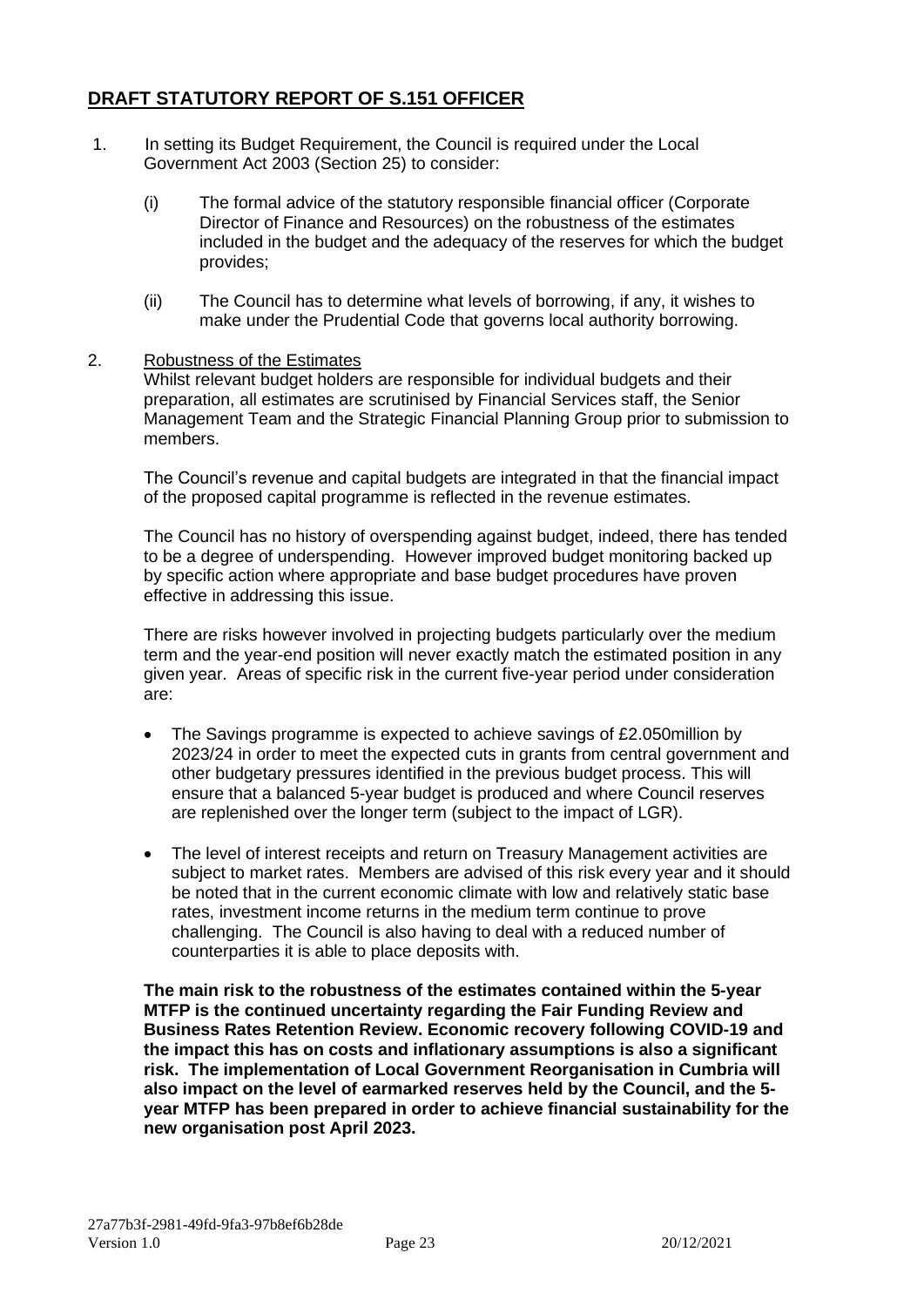## DRAFT STATUTORY REPORT OF S.151 OFFICER

1. In setting its Budget Requirement, the Council is required under the Local Government Act 2003 (Section 25) to consider:

   (i) The formal advice of the statutory responsible financial officer (Corporate Director of Finance and Resources) on the robustness of the estimates included in the budget and the adequacy of the reserves for which the budget provides;

   (ii) The Council has to determine what levels of borrowing, if any, it wishes to make under the Prudential Code that governs local authority borrowing.

2. Robustness of the Estimates

   Whilst relevant budget holders are responsible for individual budgets and their preparation, all estimates are scrutinised by Financial Services staff, the Senior Management Team and the Strategic Financial Planning Group prior to submission to members.

   The Council's revenue and capital budgets are integrated in that the financial impact of the proposed capital programme is reflected in the revenue estimates.

   The Council has no history of overspending against budget, indeed, there has tended to be a degree of underspending. However improved budget monitoring backed up by specific action where appropriate and base budget procedures have proven effective in addressing this issue.

   There are risks however involved in projecting budgets particularly over the medium term and the year-end position will never exactly match the estimated position in any given year. Areas of specific risk in the current five-year period under consideration are:

   - The Savings programme is expected to achieve savings of £2.050million by 2023/24 in order to meet the expected cuts in grants from central government and other budgetary pressures identified in the previous budget process. This will ensure that a balanced 5-year budget is produced and where Council reserves are replenished over the longer term (subject to the impact of LGR).

   - The level of interest receipts and return on Treasury Management activities are subject to market rates. Members are advised of this risk every year and it should be noted that in the current economic climate with low and relatively static base rates, investment income returns in the medium term continue to prove challenging. The Council is also having to deal with a reduced number of counterparties it is able to place deposits with.

   **The main risk to the robustness of the estimates contained within the 5-year MTFP is the continued uncertainty regarding the Fair Funding Review and Business Rates Retention Review. Economic recovery following COVID-19 and the impact this has on costs and inflationary assumptions is also a significant risk. The implementation of Local Government Reorganisation in Cumbria will also impact on the level of earmarked reserves held by the Council, and the 5-year MTFP has been prepared in order to achieve financial sustainability for the new organisation post April 2023.**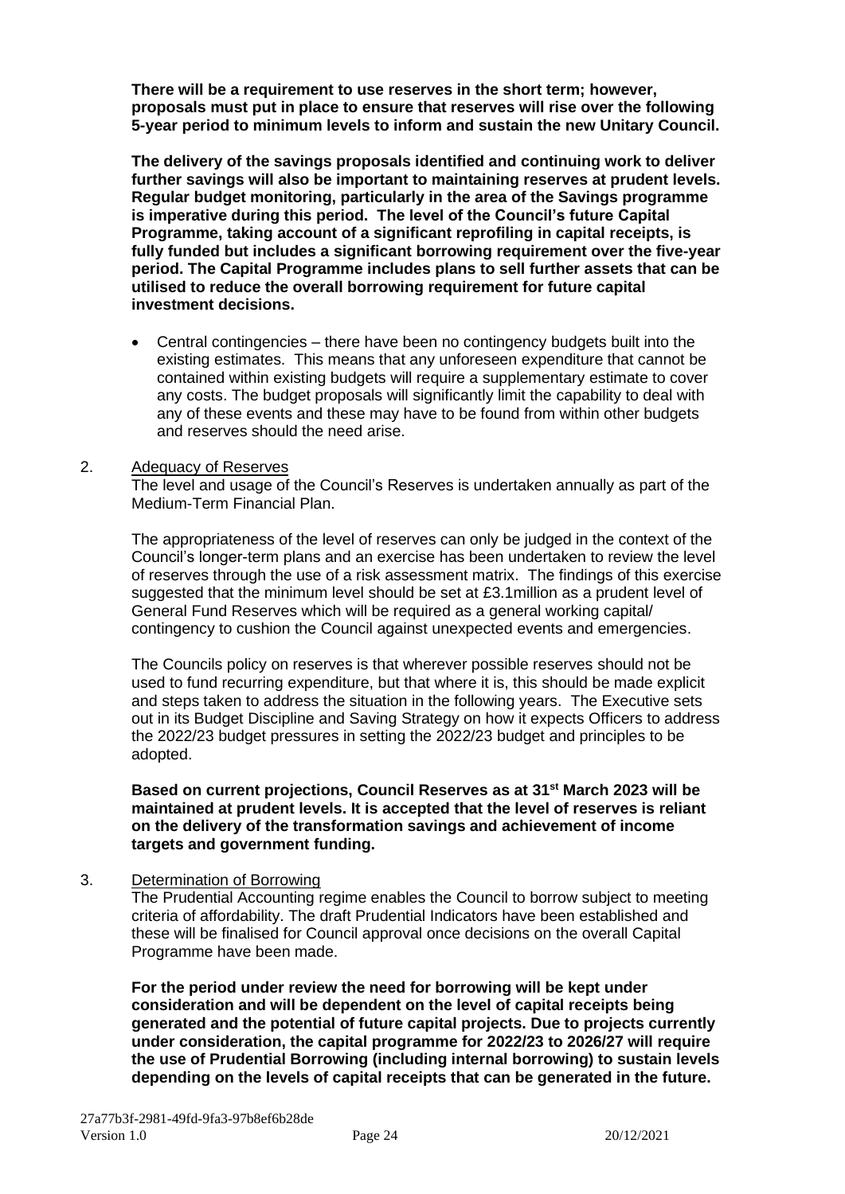**There will be a requirement to use reserves in the short term; however, proposals must put in place to ensure that reserves will rise over the following 5-year period to minimum levels to inform and sustain the new Unitary Council.**

**The delivery of the savings proposals identified and continuing work to deliver further savings will also be important to maintaining reserves at prudent levels. Regular budget monitoring, particularly in the area of the Savings programme is imperative during this period. The level of the Council's future Capital Programme, taking account of a significant reprofiling in capital receipts, is fully funded but includes a significant borrowing requirement over the five-year period. The Capital Programme includes plans to sell further assets that can be utilised to reduce the overall borrowing requirement for future capital investment decisions.**

- Central contingencies – there have been no contingency budgets built into the existing estimates. This means that any unforeseen expenditure that cannot be contained within existing budgets will require a supplementary estimate to cover any costs. The budget proposals will significantly limit the capability to deal with any of these events and these may have to be found from within other budgets and reserves should the need arise.

2. Adequacy of Reserves

The level and usage of the Council's Reserves is undertaken annually as part of the Medium-Term Financial Plan.

The appropriateness of the level of reserves can only be judged in the context of the Council's longer-term plans and an exercise has been undertaken to review the level of reserves through the use of a risk assessment matrix. The findings of this exercise suggested that the minimum level should be set at £3.1million as a prudent level of General Fund Reserves which will be required as a general working capital/ contingency to cushion the Council against unexpected events and emergencies.

The Councils policy on reserves is that wherever possible reserves should not be used to fund recurring expenditure, but that where it is, this should be made explicit and steps taken to address the situation in the following years. The Executive sets out in its Budget Discipline and Saving Strategy on how it expects Officers to address the 2022/23 budget pressures in setting the 2022/23 budget and principles to be adopted.

**Based on current projections, Council Reserves as at 31st March 2023 will be maintained at prudent levels. It is accepted that the level of reserves is reliant on the delivery of the transformation savings and achievement of income targets and government funding.**

3. Determination of Borrowing

The Prudential Accounting regime enables the Council to borrow subject to meeting criteria of affordability. The draft Prudential Indicators have been established and these will be finalised for Council approval once decisions on the overall Capital Programme have been made.

**For the period under review the need for borrowing will be kept under consideration and will be dependent on the level of capital receipts being generated and the potential of future capital projects. Due to projects currently under consideration, the capital programme for 2022/23 to 2026/27 will require the use of Prudential Borrowing (including internal borrowing) to sustain levels depending on the levels of capital receipts that can be generated in the future.**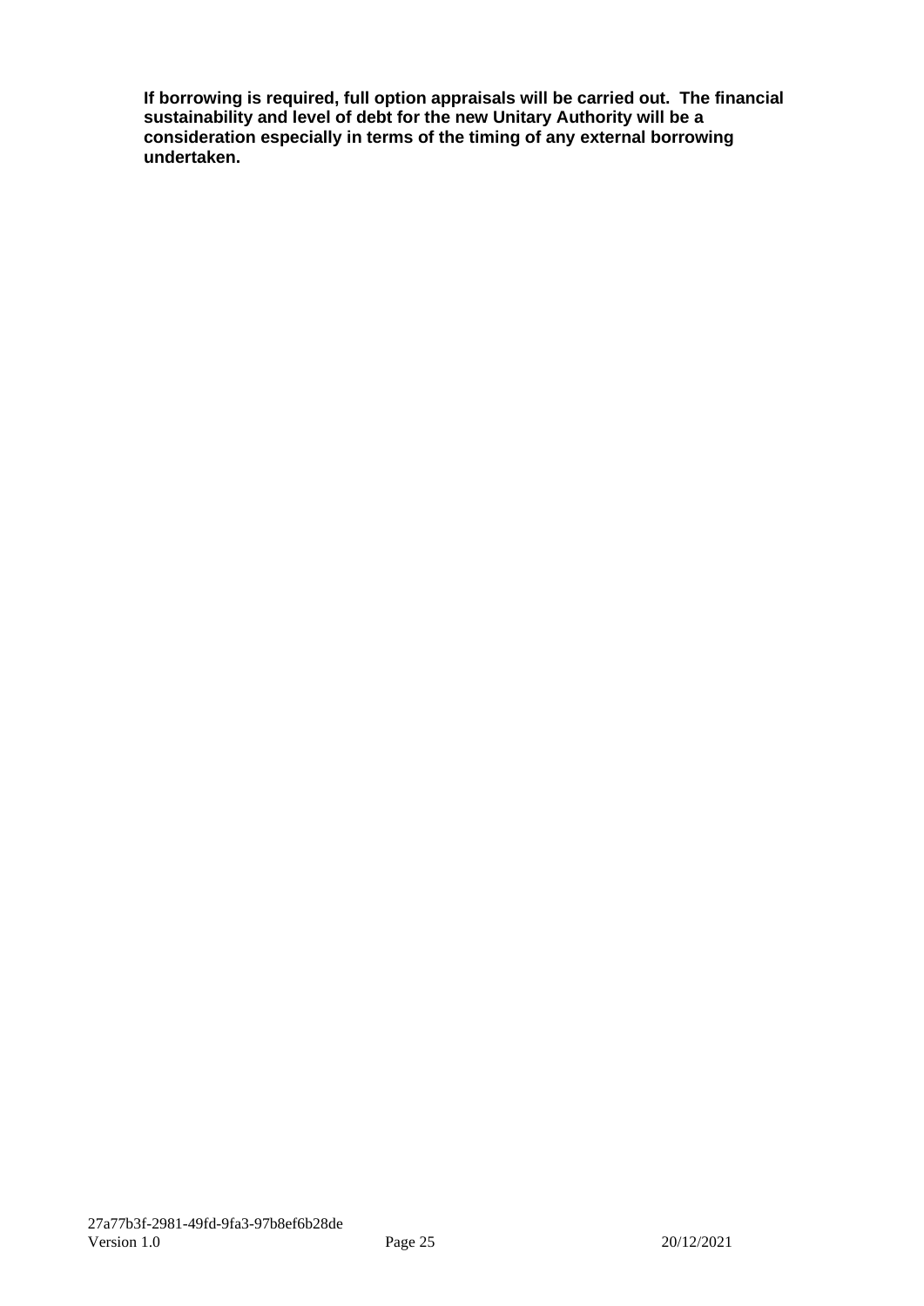**If borrowing is required, full option appraisals will be carried out. The financial sustainability and level of debt for the new Unitary Authority will be a consideration especially in terms of the timing of any external borrowing undertaken.**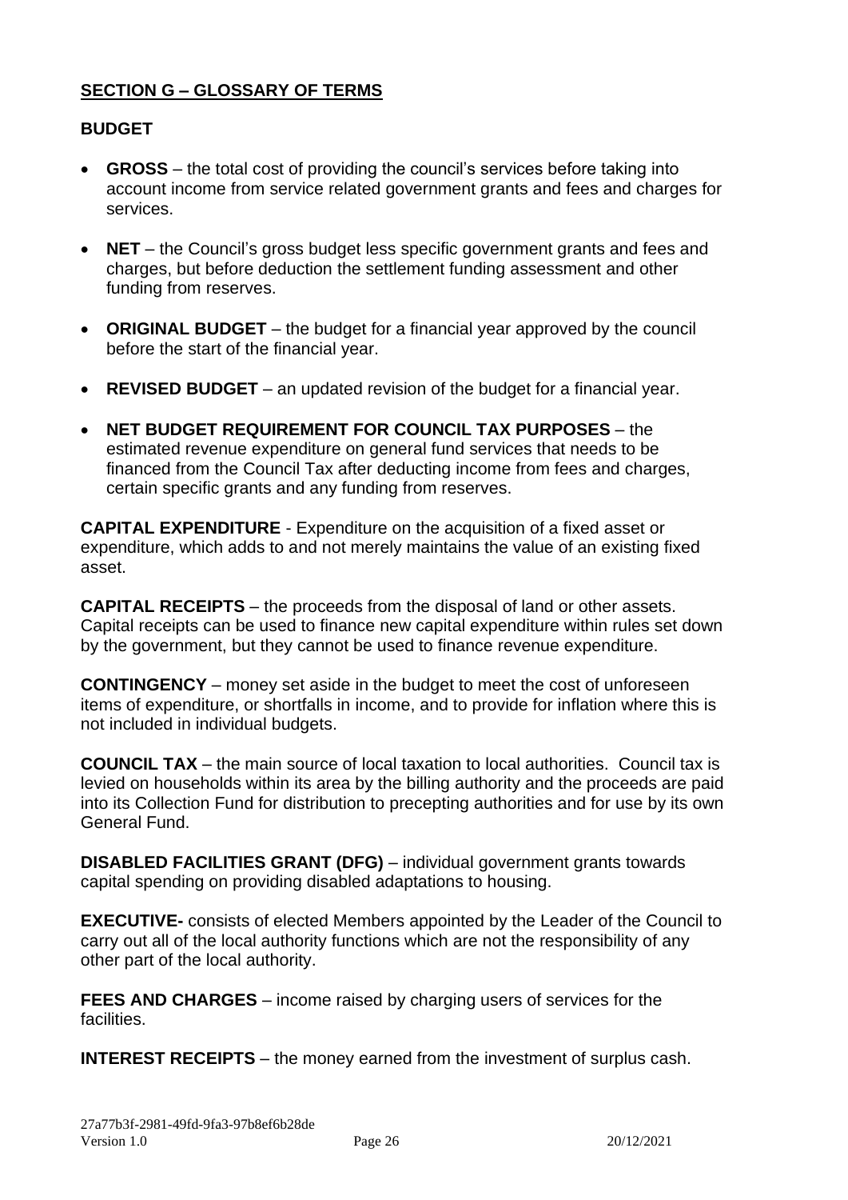## SECTION G – GLOSSARY OF TERMS

### BUDGET

- **GROSS** – the total cost of providing the council's services before taking into account income from service related government grants and fees and charges for services.
- **NET** – the Council's gross budget less specific government grants and fees and charges, but before deduction the settlement funding assessment and other funding from reserves.
- **ORIGINAL BUDGET** – the budget for a financial year approved by the council before the start of the financial year.
- **REVISED BUDGET** – an updated revision of the budget for a financial year.
- **NET BUDGET REQUIREMENT FOR COUNCIL TAX PURPOSES** – the estimated revenue expenditure on general fund services that needs to be financed from the Council Tax after deducting income from fees and charges, certain specific grants and any funding from reserves.

**CAPITAL EXPENDITURE** - Expenditure on the acquisition of a fixed asset or expenditure, which adds to and not merely maintains the value of an existing fixed asset.

**CAPITAL RECEIPTS** – the proceeds from the disposal of land or other assets. Capital receipts can be used to finance new capital expenditure within rules set down by the government, but they cannot be used to finance revenue expenditure.

**CONTINGENCY** – money set aside in the budget to meet the cost of unforeseen items of expenditure, or shortfalls in income, and to provide for inflation where this is not included in individual budgets.

**COUNCIL TAX** – the main source of local taxation to local authorities. Council tax is levied on households within its area by the billing authority and the proceeds are paid into its Collection Fund for distribution to precepting authorities and for use by its own General Fund.

**DISABLED FACILITIES GRANT (DFG)** – individual government grants towards capital spending on providing disabled adaptations to housing.

**EXECUTIVE-** consists of elected Members appointed by the Leader of the Council to carry out all of the local authority functions which are not the responsibility of any other part of the local authority.

**FEES AND CHARGES** – income raised by charging users of services for the facilities.

**INTEREST RECEIPTS** – the money earned from the investment of surplus cash.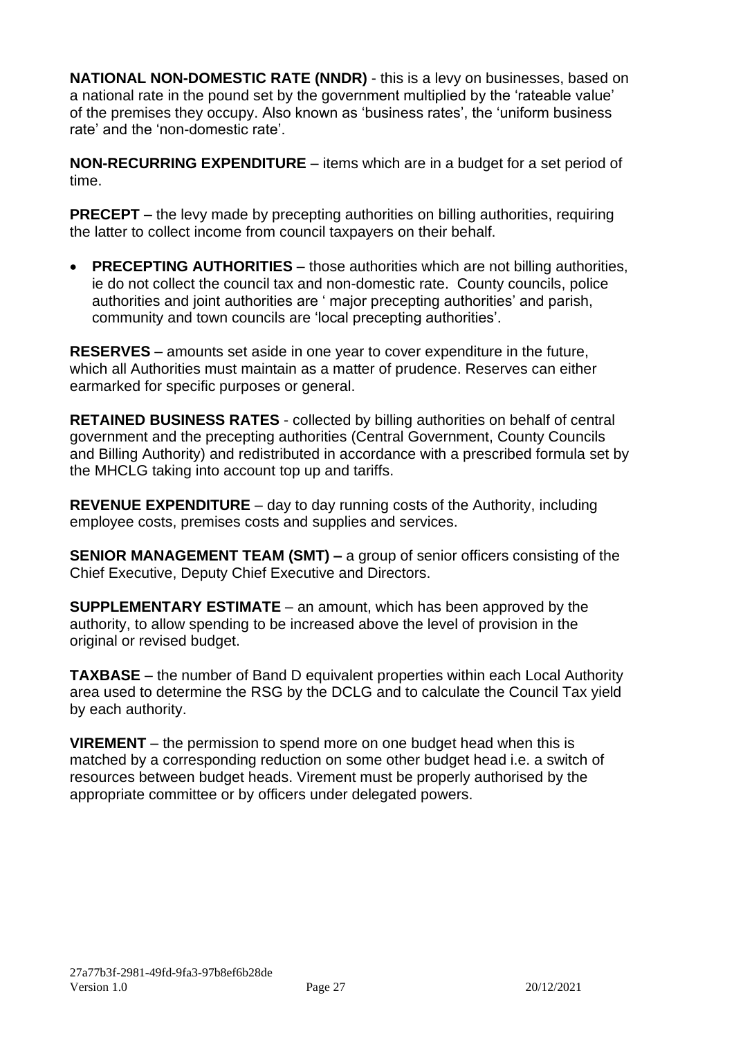**NATIONAL NON-DOMESTIC RATE (NNDR)** - this is a levy on businesses, based on a national rate in the pound set by the government multiplied by the 'rateable value' of the premises they occupy. Also known as 'business rates', the 'uniform business rate' and the 'non-domestic rate'.

**NON-RECURRING EXPENDITURE** – items which are in a budget for a set period of time.

**PRECEPT** – the levy made by precepting authorities on billing authorities, requiring the latter to collect income from council taxpayers on their behalf.

- **PRECEPTING AUTHORITIES** – those authorities which are not billing authorities, ie do not collect the council tax and non-domestic rate. County councils, police authorities and joint authorities are ' major precepting authorities' and parish, community and town councils are 'local precepting authorities'.

**RESERVES** – amounts set aside in one year to cover expenditure in the future, which all Authorities must maintain as a matter of prudence. Reserves can either earmarked for specific purposes or general.

**RETAINED BUSINESS RATES** - collected by billing authorities on behalf of central government and the precepting authorities (Central Government, County Councils and Billing Authority) and redistributed in accordance with a prescribed formula set by the MHCLG taking into account top up and tariffs.

**REVENUE EXPENDITURE** – day to day running costs of the Authority, including employee costs, premises costs and supplies and services.

**SENIOR MANAGEMENT TEAM (SMT) –** a group of senior officers consisting of the Chief Executive, Deputy Chief Executive and Directors.

**SUPPLEMENTARY ESTIMATE** – an amount, which has been approved by the authority, to allow spending to be increased above the level of provision in the original or revised budget.

**TAXBASE** – the number of Band D equivalent properties within each Local Authority area used to determine the RSG by the DCLG and to calculate the Council Tax yield by each authority.

**VIREMENT** – the permission to spend more on one budget head when this is matched by a corresponding reduction on some other budget head i.e. a switch of resources between budget heads. Virement must be properly authorised by the appropriate committee or by officers under delegated powers.